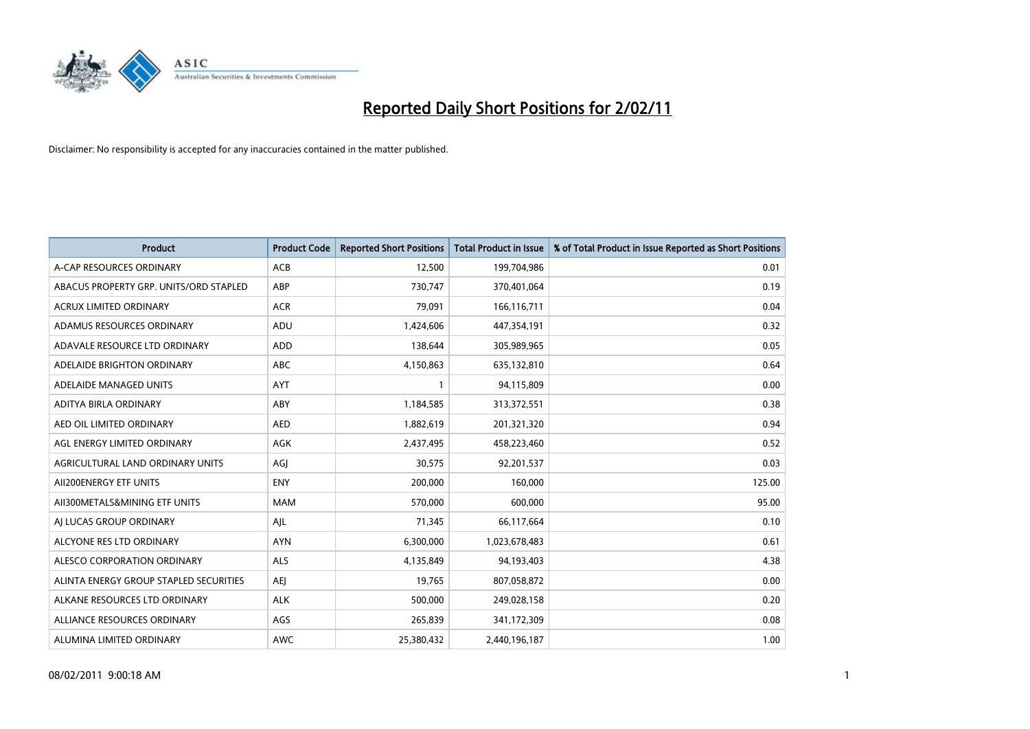# Reported Daily Short Positions for 2/02/11

Disclaimer: No responsibility is accepted for any inaccuracies contained in the matter published.

| Product | Product Code | Reported Short Positions | Total Product in Issue | % of Total Product in Issue Reported as Short Positions |
|---|---|---|---|---|
| A-CAP RESOURCES ORDINARY | ACB | 12,500 | 199,704,986 | 0.01 |
| ABACUS PROPERTY GRP. UNITS/ORD STAPLED | ABP | 730,747 | 370,401,064 | 0.19 |
| ACRUX LIMITED ORDINARY | ACR | 79,091 | 166,116,711 | 0.04 |
| ADAMUS RESOURCES ORDINARY | ADU | 1,424,606 | 447,354,191 | 0.32 |
| ADAVALE RESOURCE LTD ORDINARY | ADD | 138,644 | 305,989,965 | 0.05 |
| ADELAIDE BRIGHTON ORDINARY | ABC | 4,150,863 | 635,132,810 | 0.64 |
| ADELAIDE MANAGED UNITS | AYT | 1 | 94,115,809 | 0.00 |
| ADITYA BIRLA ORDINARY | ABY | 1,184,585 | 313,372,551 | 0.38 |
| AED OIL LIMITED ORDINARY | AED | 1,882,619 | 201,321,320 | 0.94 |
| AGL ENERGY LIMITED ORDINARY | AGK | 2,437,495 | 458,223,460 | 0.52 |
| AGRICULTURAL LAND ORDINARY UNITS | AGJ | 30,575 | 92,201,537 | 0.03 |
| AII200ENERGY ETF UNITS | ENY | 200,000 | 160,000 | 125.00 |
| AII300METALS&MINING ETF UNITS | MAM | 570,000 | 600,000 | 95.00 |
| AJ LUCAS GROUP ORDINARY | AJL | 71,345 | 66,117,664 | 0.10 |
| ALCYONE RES LTD ORDINARY | AYN | 6,300,000 | 1,023,678,483 | 0.61 |
| ALESCO CORPORATION ORDINARY | ALS | 4,135,849 | 94,193,403 | 4.38 |
| ALINTA ENERGY GROUP STAPLED SECURITIES | AEJ | 19,765 | 807,058,872 | 0.00 |
| ALKANE RESOURCES LTD ORDINARY | ALK | 500,000 | 249,028,158 | 0.20 |
| ALLIANCE RESOURCES ORDINARY | AGS | 265,839 | 341,172,309 | 0.08 |
| ALUMINA LIMITED ORDINARY | AWC | 25,380,432 | 2,440,196,187 | 1.00 |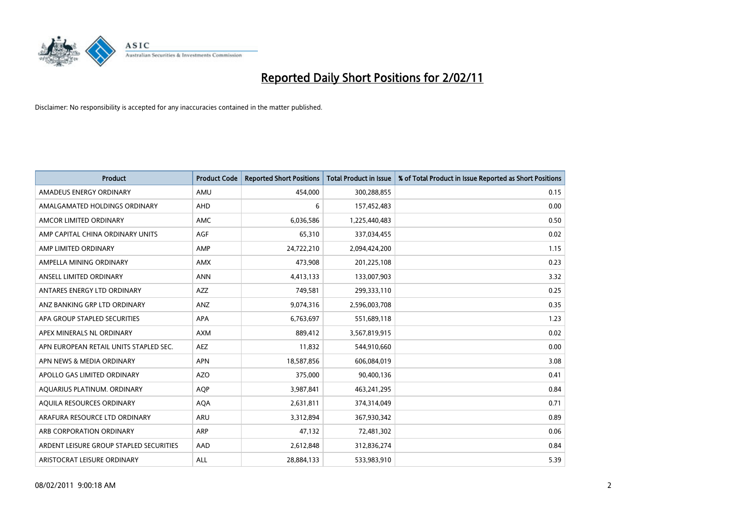# Reported Daily Short Positions for 2/02/11

Disclaimer: No responsibility is accepted for any inaccuracies contained in the matter published.

| Product | Product Code | Reported Short Positions | Total Product in Issue | % of Total Product in Issue Reported as Short Positions |
|---|---|---|---|---|
| AMADEUS ENERGY ORDINARY | AMU | 454,000 | 300,288,855 | 0.15 |
| AMALGAMATED HOLDINGS ORDINARY | AHD | 6 | 157,452,483 | 0.00 |
| AMCOR LIMITED ORDINARY | AMC | 6,036,586 | 1,225,440,483 | 0.50 |
| AMP CAPITAL CHINA ORDINARY UNITS | AGF | 65,310 | 337,034,455 | 0.02 |
| AMP LIMITED ORDINARY | AMP | 24,722,210 | 2,094,424,200 | 1.15 |
| AMPELLA MINING ORDINARY | AMX | 473,908 | 201,225,108 | 0.23 |
| ANSELL LIMITED ORDINARY | ANN | 4,413,133 | 133,007,903 | 3.32 |
| ANTARES ENERGY LTD ORDINARY | AZZ | 749,581 | 299,333,110 | 0.25 |
| ANZ BANKING GRP LTD ORDINARY | ANZ | 9,074,316 | 2,596,003,708 | 0.35 |
| APA GROUP STAPLED SECURITIES | APA | 6,763,697 | 551,689,118 | 1.23 |
| APEX MINERALS NL ORDINARY | AXM | 889,412 | 3,567,819,915 | 0.02 |
| APN EUROPEAN RETAIL UNITS STAPLED SEC. | AEZ | 11,832 | 544,910,660 | 0.00 |
| APN NEWS & MEDIA ORDINARY | APN | 18,587,856 | 606,084,019 | 3.08 |
| APOLLO GAS LIMITED ORDINARY | AZO | 375,000 | 90,400,136 | 0.41 |
| AQUARIUS PLATINUM. ORDINARY | AQP | 3,987,841 | 463,241,295 | 0.84 |
| AQUILA RESOURCES ORDINARY | AQA | 2,631,811 | 374,314,049 | 0.71 |
| ARAFURA RESOURCE LTD ORDINARY | ARU | 3,312,894 | 367,930,342 | 0.89 |
| ARB CORPORATION ORDINARY | ARP | 47,132 | 72,481,302 | 0.06 |
| ARDENT LEISURE GROUP STAPLED SECURITIES | AAD | 2,612,848 | 312,836,274 | 0.84 |
| ARISTOCRAT LEISURE ORDINARY | ALL | 28,884,133 | 533,983,910 | 5.39 |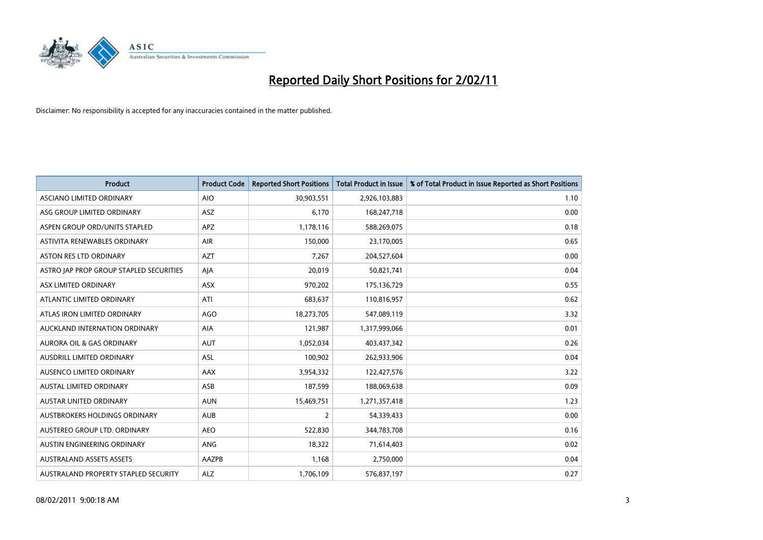# Reported Daily Short Positions for 2/02/11

Disclaimer: No responsibility is accepted for any inaccuracies contained in the matter published.

| Product | Product Code | Reported Short Positions | Total Product in Issue | % of Total Product in Issue Reported as Short Positions |
|---|---|---|---|---|
| ASCIANO LIMITED ORDINARY | AIO | 30,903,551 | 2,926,103,883 | 1.10 |
| ASG GROUP LIMITED ORDINARY | ASZ | 6,170 | 168,247,718 | 0.00 |
| ASPEN GROUP ORD/UNITS STAPLED | APZ | 1,178,116 | 588,269,075 | 0.18 |
| ASTIVITA RENEWABLES ORDINARY | AIR | 150,000 | 23,170,005 | 0.65 |
| ASTON RES LTD ORDINARY | AZT | 7,267 | 204,527,604 | 0.00 |
| ASTRO JAP PROP GROUP STAPLED SECURITIES | AJA | 20,019 | 50,821,741 | 0.04 |
| ASX LIMITED ORDINARY | ASX | 970,202 | 175,136,729 | 0.55 |
| ATLANTIC LIMITED ORDINARY | ATI | 683,637 | 110,816,957 | 0.62 |
| ATLAS IRON LIMITED ORDINARY | AGO | 18,273,705 | 547,089,119 | 3.32 |
| AUCKLAND INTERNATION ORDINARY | AIA | 121,987 | 1,317,999,066 | 0.01 |
| AURORA OIL & GAS ORDINARY | AUT | 1,052,034 | 403,437,342 | 0.26 |
| AUSDRILL LIMITED ORDINARY | ASL | 100,902 | 262,933,906 | 0.04 |
| AUSENCO LIMITED ORDINARY | AAX | 3,954,332 | 122,427,576 | 3.22 |
| AUSTAL LIMITED ORDINARY | ASB | 187,599 | 188,069,638 | 0.09 |
| AUSTAR UNITED ORDINARY | AUN | 15,469,751 | 1,271,357,418 | 1.23 |
| AUSTBROKERS HOLDINGS ORDINARY | AUB | 2 | 54,339,433 | 0.00 |
| AUSTEREO GROUP LTD. ORDINARY | AEO | 522,830 | 344,783,708 | 0.16 |
| AUSTIN ENGINEERING ORDINARY | ANG | 18,322 | 71,614,403 | 0.02 |
| AUSTRALAND ASSETS ASSETS | AAZPB | 1,168 | 2,750,000 | 0.04 |
| AUSTRALAND PROPERTY STAPLED SECURITY | ALZ | 1,706,109 | 576,837,197 | 0.27 |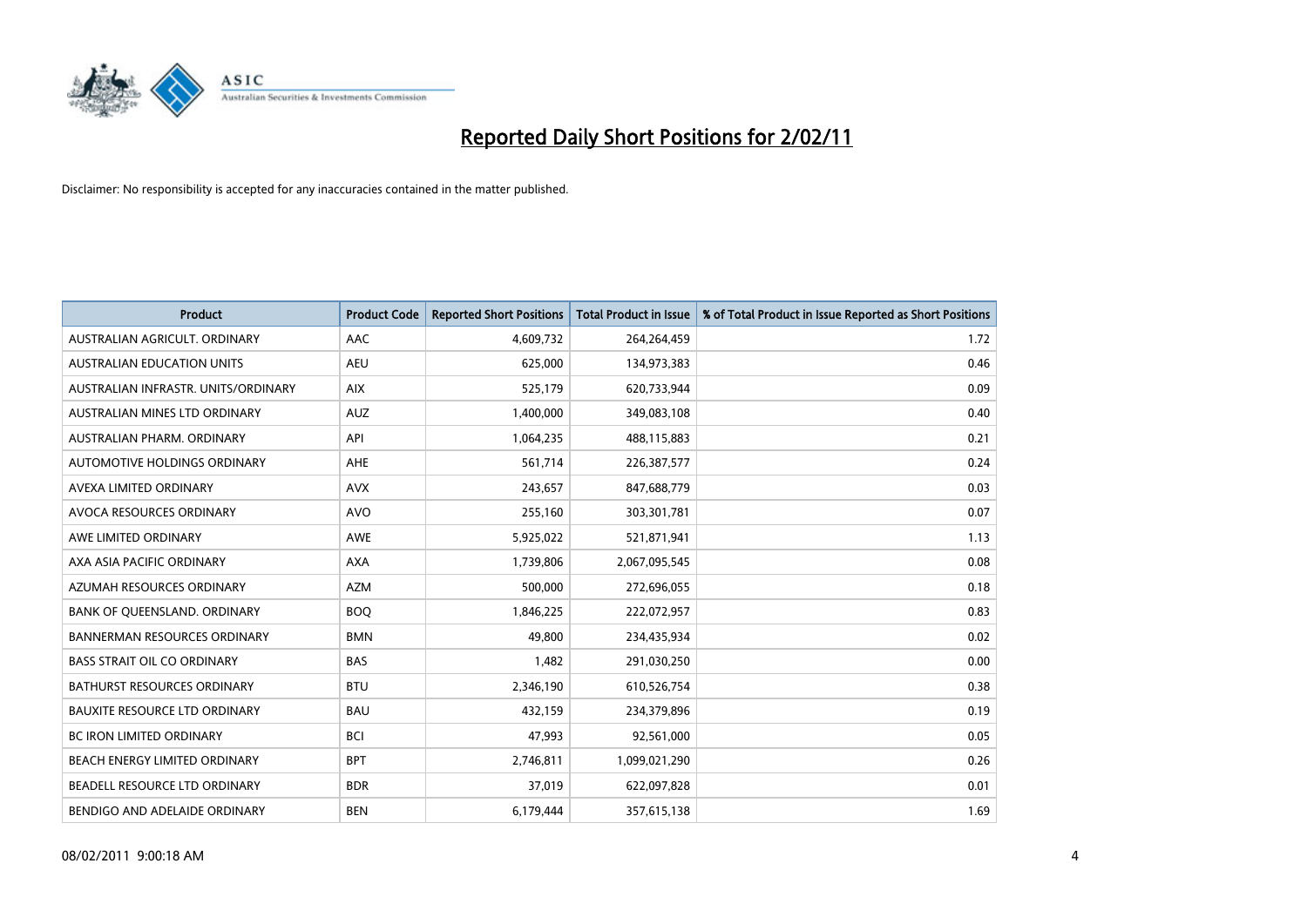# Reported Daily Short Positions for 2/02/11

Disclaimer: No responsibility is accepted for any inaccuracies contained in the matter published.

| Product | Product Code | Reported Short Positions | Total Product in Issue | % of Total Product in Issue Reported as Short Positions |
|---|---|---|---|---|
| AUSTRALIAN AGRICULT. ORDINARY | AAC | 4,609,732 | 264,264,459 | 1.72 |
| AUSTRALIAN EDUCATION UNITS | AEU | 625,000 | 134,973,383 | 0.46 |
| AUSTRALIAN INFRASTR. UNITS/ORDINARY | AIX | 525,179 | 620,733,944 | 0.09 |
| AUSTRALIAN MINES LTD ORDINARY | AUZ | 1,400,000 | 349,083,108 | 0.40 |
| AUSTRALIAN PHARM. ORDINARY | API | 1,064,235 | 488,115,883 | 0.21 |
| AUTOMOTIVE HOLDINGS ORDINARY | AHE | 561,714 | 226,387,577 | 0.24 |
| AVEXA LIMITED ORDINARY | AVX | 243,657 | 847,688,779 | 0.03 |
| AVOCA RESOURCES ORDINARY | AVO | 255,160 | 303,301,781 | 0.07 |
| AWE LIMITED ORDINARY | AWE | 5,925,022 | 521,871,941 | 1.13 |
| AXA ASIA PACIFIC ORDINARY | AXA | 1,739,806 | 2,067,095,545 | 0.08 |
| AZUMAH RESOURCES ORDINARY | AZM | 500,000 | 272,696,055 | 0.18 |
| BANK OF QUEENSLAND. ORDINARY | BOQ | 1,846,225 | 222,072,957 | 0.83 |
| BANNERMAN RESOURCES ORDINARY | BMN | 49,800 | 234,435,934 | 0.02 |
| BASS STRAIT OIL CO ORDINARY | BAS | 1,482 | 291,030,250 | 0.00 |
| BATHURST RESOURCES ORDINARY | BTU | 2,346,190 | 610,526,754 | 0.38 |
| BAUXITE RESOURCE LTD ORDINARY | BAU | 432,159 | 234,379,896 | 0.19 |
| BC IRON LIMITED ORDINARY | BCI | 47,993 | 92,561,000 | 0.05 |
| BEACH ENERGY LIMITED ORDINARY | BPT | 2,746,811 | 1,099,021,290 | 0.26 |
| BEADELL RESOURCE LTD ORDINARY | BDR | 37,019 | 622,097,828 | 0.01 |
| BENDIGO AND ADELAIDE ORDINARY | BEN | 6,179,444 | 357,615,138 | 1.69 |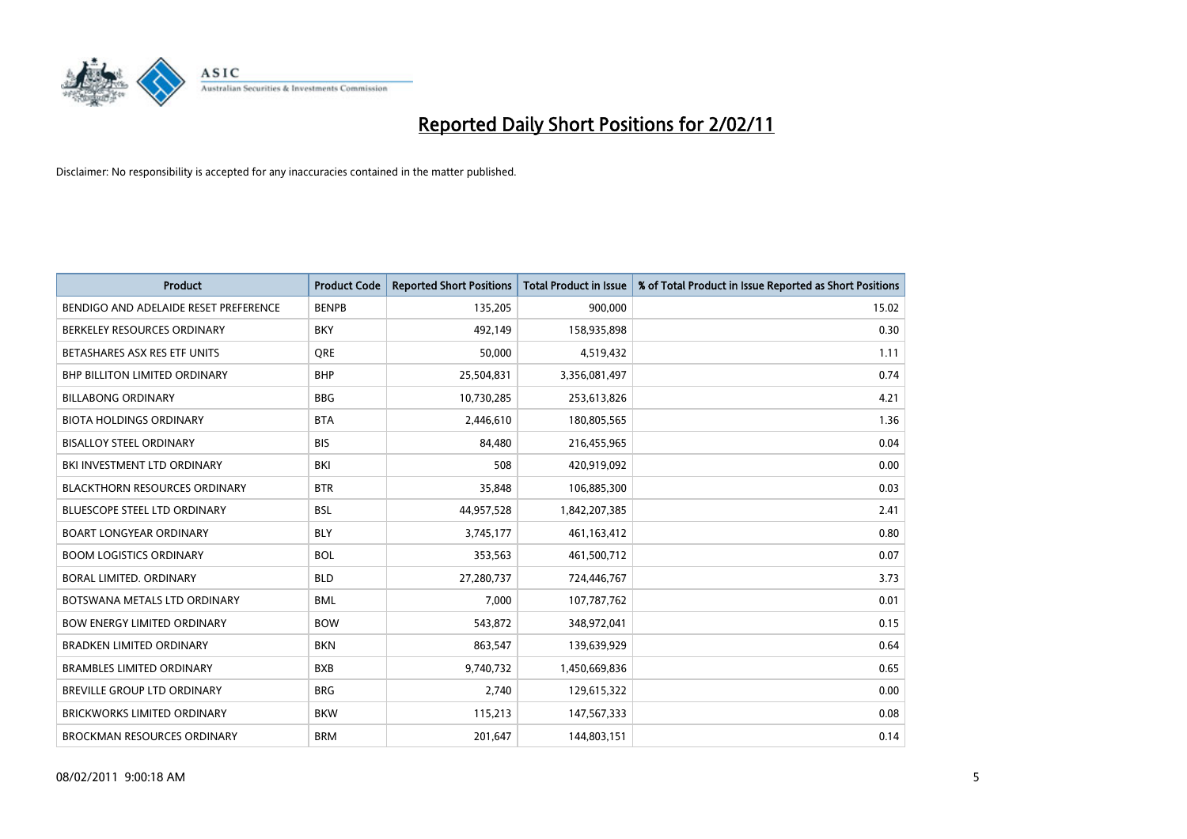# Reported Daily Short Positions for 2/02/11

Disclaimer: No responsibility is accepted for any inaccuracies contained in the matter published.

| Product | Product Code | Reported Short Positions | Total Product in Issue | % of Total Product in Issue Reported as Short Positions |
|---|---|---|---|---|
| BENDIGO AND ADELAIDE RESET PREFERENCE | BENPB | 135,205 | 900,000 | 15.02 |
| BERKELEY RESOURCES ORDINARY | BKY | 492,149 | 158,935,898 | 0.30 |
| BETASHARES ASX RES ETF UNITS | QRE | 50,000 | 4,519,432 | 1.11 |
| BHP BILLITON LIMITED ORDINARY | BHP | 25,504,831 | 3,356,081,497 | 0.74 |
| BILLABONG ORDINARY | BBG | 10,730,285 | 253,613,826 | 4.21 |
| BIOTA HOLDINGS ORDINARY | BTA | 2,446,610 | 180,805,565 | 1.36 |
| BISALLOY STEEL ORDINARY | BIS | 84,480 | 216,455,965 | 0.04 |
| BKI INVESTMENT LTD ORDINARY | BKI | 508 | 420,919,092 | 0.00 |
| BLACKTHORN RESOURCES ORDINARY | BTR | 35,848 | 106,885,300 | 0.03 |
| BLUESCOPE STEEL LTD ORDINARY | BSL | 44,957,528 | 1,842,207,385 | 2.41 |
| BOART LONGYEAR ORDINARY | BLY | 3,745,177 | 461,163,412 | 0.80 |
| BOOM LOGISTICS ORDINARY | BOL | 353,563 | 461,500,712 | 0.07 |
| BORAL LIMITED. ORDINARY | BLD | 27,280,737 | 724,446,767 | 3.73 |
| BOTSWANA METALS LTD ORDINARY | BML | 7,000 | 107,787,762 | 0.01 |
| BOW ENERGY LIMITED ORDINARY | BOW | 543,872 | 348,972,041 | 0.15 |
| BRADKEN LIMITED ORDINARY | BKN | 863,547 | 139,639,929 | 0.64 |
| BRAMBLES LIMITED ORDINARY | BXB | 9,740,732 | 1,450,669,836 | 0.65 |
| BREVILLE GROUP LTD ORDINARY | BRG | 2,740 | 129,615,322 | 0.00 |
| BRICKWORKS LIMITED ORDINARY | BKW | 115,213 | 147,567,333 | 0.08 |
| BROCKMAN RESOURCES ORDINARY | BRM | 201,647 | 144,803,151 | 0.14 |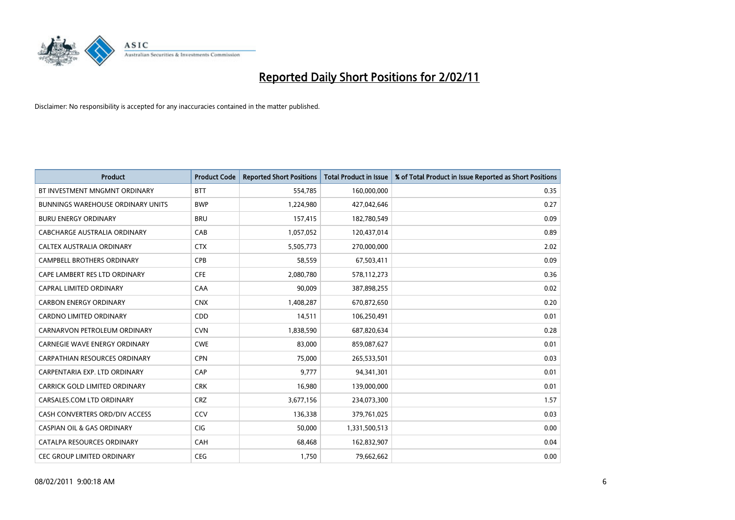# Reported Daily Short Positions for 2/02/11

Disclaimer: No responsibility is accepted for any inaccuracies contained in the matter published.

| Product | Product Code | Reported Short Positions | Total Product in Issue | % of Total Product in Issue Reported as Short Positions |
|---|---|---|---|---|
| BT INVESTMENT MNGMNT ORDINARY | BTT | 554,785 | 160,000,000 | 0.35 |
| BUNNINGS WAREHOUSE ORDINARY UNITS | BWP | 1,224,980 | 427,042,646 | 0.27 |
| BURU ENERGY ORDINARY | BRU | 157,415 | 182,780,549 | 0.09 |
| CABCHARGE AUSTRALIA ORDINARY | CAB | 1,057,052 | 120,437,014 | 0.89 |
| CALTEX AUSTRALIA ORDINARY | CTX | 5,505,773 | 270,000,000 | 2.02 |
| CAMPBELL BROTHERS ORDINARY | CPB | 58,559 | 67,503,411 | 0.09 |
| CAPE LAMBERT RES LTD ORDINARY | CFE | 2,080,780 | 578,112,273 | 0.36 |
| CAPRAL LIMITED ORDINARY | CAA | 90,009 | 387,898,255 | 0.02 |
| CARBON ENERGY ORDINARY | CNX | 1,408,287 | 670,872,650 | 0.20 |
| CARDNO LIMITED ORDINARY | CDD | 14,511 | 106,250,491 | 0.01 |
| CARNARVON PETROLEUM ORDINARY | CVN | 1,838,590 | 687,820,634 | 0.28 |
| CARNEGIE WAVE ENERGY ORDINARY | CWE | 83,000 | 859,087,627 | 0.01 |
| CARPATHIAN RESOURCES ORDINARY | CPN | 75,000 | 265,533,501 | 0.03 |
| CARPENTARIA EXP. LTD ORDINARY | CAP | 9,777 | 94,341,301 | 0.01 |
| CARRICK GOLD LIMITED ORDINARY | CRK | 16,980 | 139,000,000 | 0.01 |
| CARSALES.COM LTD ORDINARY | CRZ | 3,677,156 | 234,073,300 | 1.57 |
| CASH CONVERTERS ORD/DIV ACCESS | CCV | 136,338 | 379,761,025 | 0.03 |
| CASPIAN OIL & GAS ORDINARY | CIG | 50,000 | 1,331,500,513 | 0.00 |
| CATALPA RESOURCES ORDINARY | CAH | 68,468 | 162,832,907 | 0.04 |
| CEC GROUP LIMITED ORDINARY | CEG | 1,750 | 79,662,662 | 0.00 |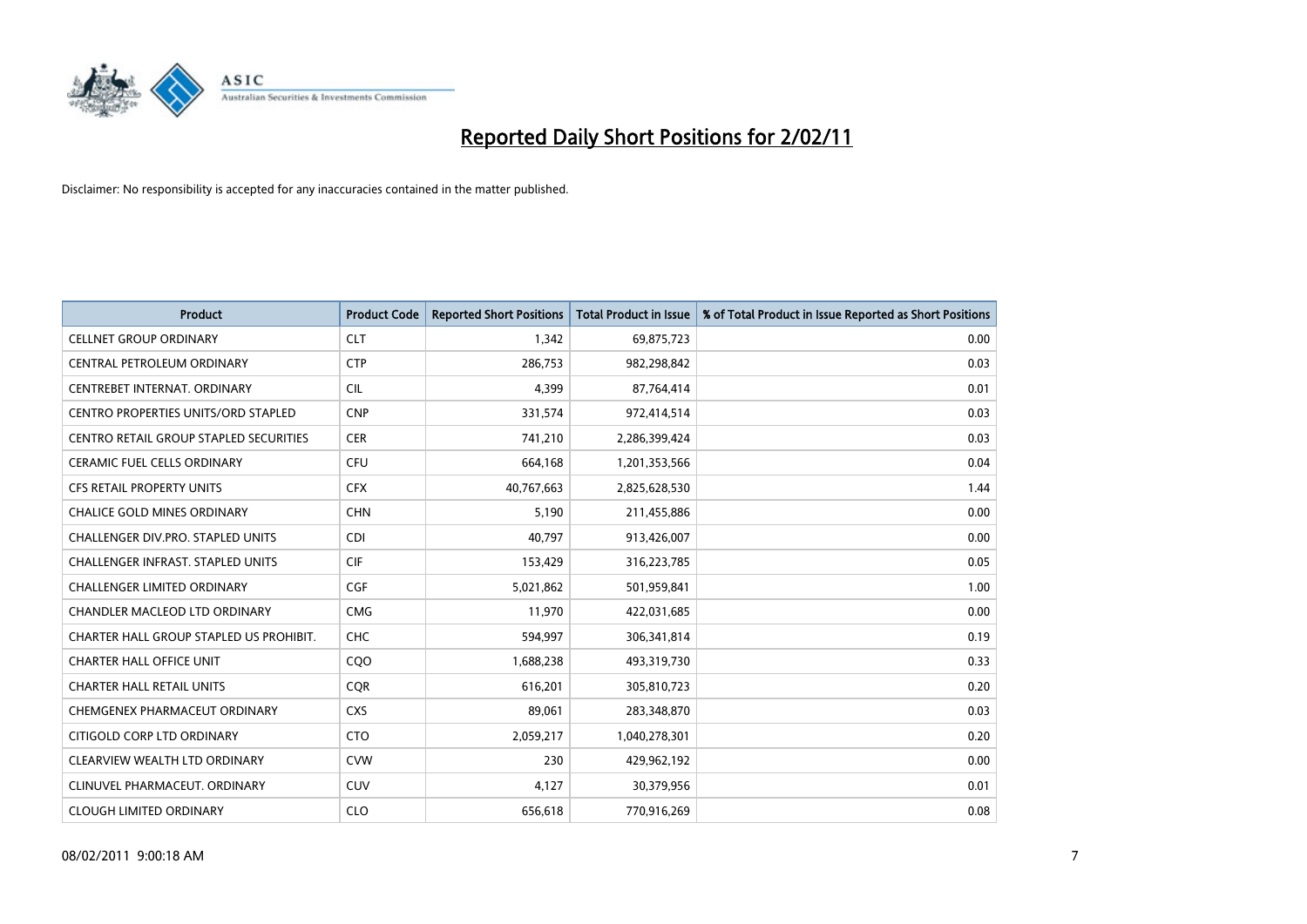# Reported Daily Short Positions for 2/02/11

Disclaimer: No responsibility is accepted for any inaccuracies contained in the matter published.

| Product | Product Code | Reported Short Positions | Total Product in Issue | % of Total Product in Issue Reported as Short Positions |
|---|---|---|---|---|
| CELLNET GROUP ORDINARY | CLT | 1,342 | 69,875,723 | 0.00 |
| CENTRAL PETROLEUM ORDINARY | CTP | 286,753 | 982,298,842 | 0.03 |
| CENTREBET INTERNAT. ORDINARY | CIL | 4,399 | 87,764,414 | 0.01 |
| CENTRO PROPERTIES UNITS/ORD STAPLED | CNP | 331,574 | 972,414,514 | 0.03 |
| CENTRO RETAIL GROUP STAPLED SECURITIES | CER | 741,210 | 2,286,399,424 | 0.03 |
| CERAMIC FUEL CELLS ORDINARY | CFU | 664,168 | 1,201,353,566 | 0.04 |
| CFS RETAIL PROPERTY UNITS | CFX | 40,767,663 | 2,825,628,530 | 1.44 |
| CHALICE GOLD MINES ORDINARY | CHN | 5,190 | 211,455,886 | 0.00 |
| CHALLENGER DIV.PRO. STAPLED UNITS | CDI | 40,797 | 913,426,007 | 0.00 |
| CHALLENGER INFRAST. STAPLED UNITS | CIF | 153,429 | 316,223,785 | 0.05 |
| CHALLENGER LIMITED ORDINARY | CGF | 5,021,862 | 501,959,841 | 1.00 |
| CHANDLER MACLEOD LTD ORDINARY | CMG | 11,970 | 422,031,685 | 0.00 |
| CHARTER HALL GROUP STAPLED US PROHIBIT. | CHC | 594,997 | 306,341,814 | 0.19 |
| CHARTER HALL OFFICE UNIT | CQO | 1,688,238 | 493,319,730 | 0.33 |
| CHARTER HALL RETAIL UNITS | CQR | 616,201 | 305,810,723 | 0.20 |
| CHEMGENEX PHARMACEUT ORDINARY | CXS | 89,061 | 283,348,870 | 0.03 |
| CITIGOLD CORP LTD ORDINARY | CTO | 2,059,217 | 1,040,278,301 | 0.20 |
| CLEARVIEW WEALTH LTD ORDINARY | CVW | 230 | 429,962,192 | 0.00 |
| CLINUVEL PHARMACEUT. ORDINARY | CUV | 4,127 | 30,379,956 | 0.01 |
| CLOUGH LIMITED ORDINARY | CLO | 656,618 | 770,916,269 | 0.08 |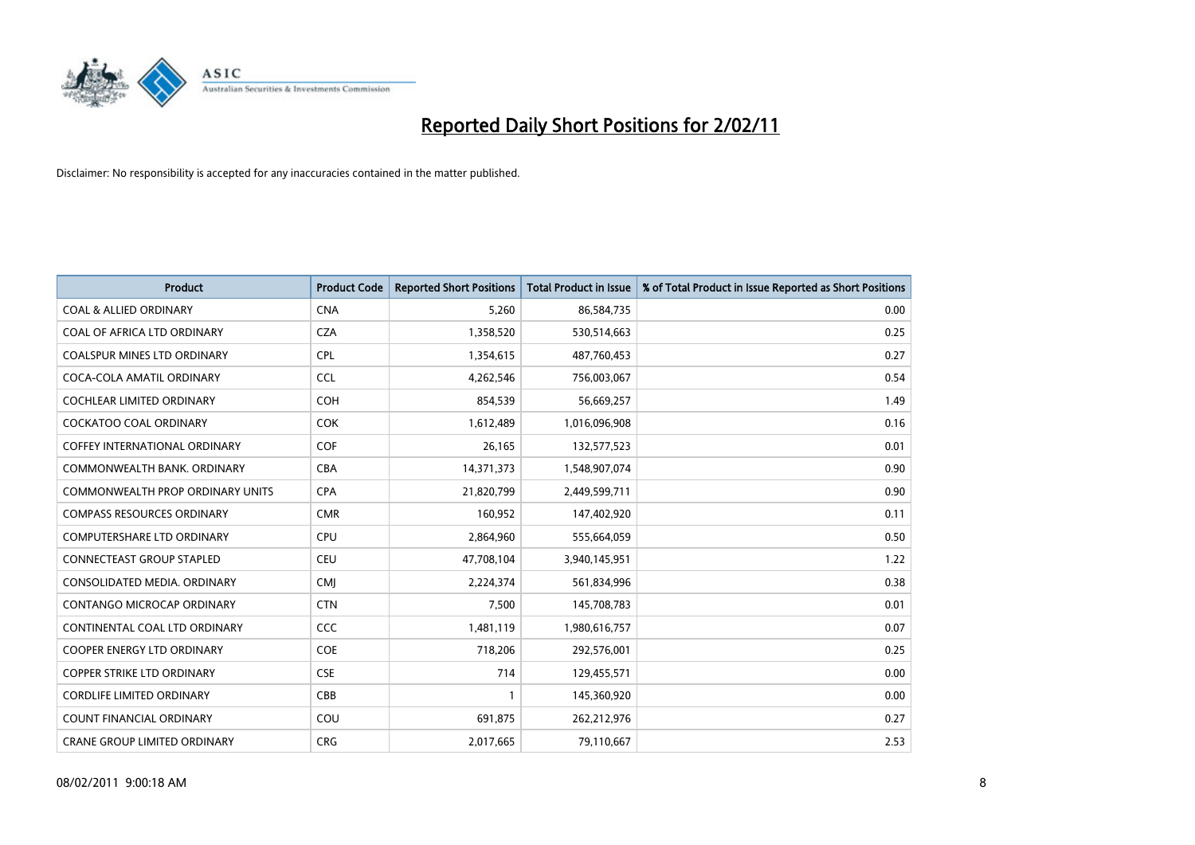# Reported Daily Short Positions for 2/02/11

Disclaimer: No responsibility is accepted for any inaccuracies contained in the matter published.

| Product | Product Code | Reported Short Positions | Total Product in Issue | % of Total Product in Issue Reported as Short Positions |
|---|---|---|---|---|
| COAL & ALLIED ORDINARY | CNA | 5,260 | 86,584,735 | 0.00 |
| COAL OF AFRICA LTD ORDINARY | CZA | 1,358,520 | 530,514,663 | 0.25 |
| COALSPUR MINES LTD ORDINARY | CPL | 1,354,615 | 487,760,453 | 0.27 |
| COCA-COLA AMATIL ORDINARY | CCL | 4,262,546 | 756,003,067 | 0.54 |
| COCHLEAR LIMITED ORDINARY | COH | 854,539 | 56,669,257 | 1.49 |
| COCKATOO COAL ORDINARY | COK | 1,612,489 | 1,016,096,908 | 0.16 |
| COFFEY INTERNATIONAL ORDINARY | COF | 26,165 | 132,577,523 | 0.01 |
| COMMONWEALTH BANK. ORDINARY | CBA | 14,371,373 | 1,548,907,074 | 0.90 |
| COMMONWEALTH PROP ORDINARY UNITS | CPA | 21,820,799 | 2,449,599,711 | 0.90 |
| COMPASS RESOURCES ORDINARY | CMR | 160,952 | 147,402,920 | 0.11 |
| COMPUTERSHARE LTD ORDINARY | CPU | 2,864,960 | 555,664,059 | 0.50 |
| CONNECTEAST GROUP STAPLED | CEU | 47,708,104 | 3,940,145,951 | 1.22 |
| CONSOLIDATED MEDIA. ORDINARY | CMJ | 2,224,374 | 561,834,996 | 0.38 |
| CONTANGO MICROCAP ORDINARY | CTN | 7,500 | 145,708,783 | 0.01 |
| CONTINENTAL COAL LTD ORDINARY | CCC | 1,481,119 | 1,980,616,757 | 0.07 |
| COOPER ENERGY LTD ORDINARY | COE | 718,206 | 292,576,001 | 0.25 |
| COPPER STRIKE LTD ORDINARY | CSE | 714 | 129,455,571 | 0.00 |
| CORDLIFE LIMITED ORDINARY | CBB | 1 | 145,360,920 | 0.00 |
| COUNT FINANCIAL ORDINARY | COU | 691,875 | 262,212,976 | 0.27 |
| CRANE GROUP LIMITED ORDINARY | CRG | 2,017,665 | 79,110,667 | 2.53 |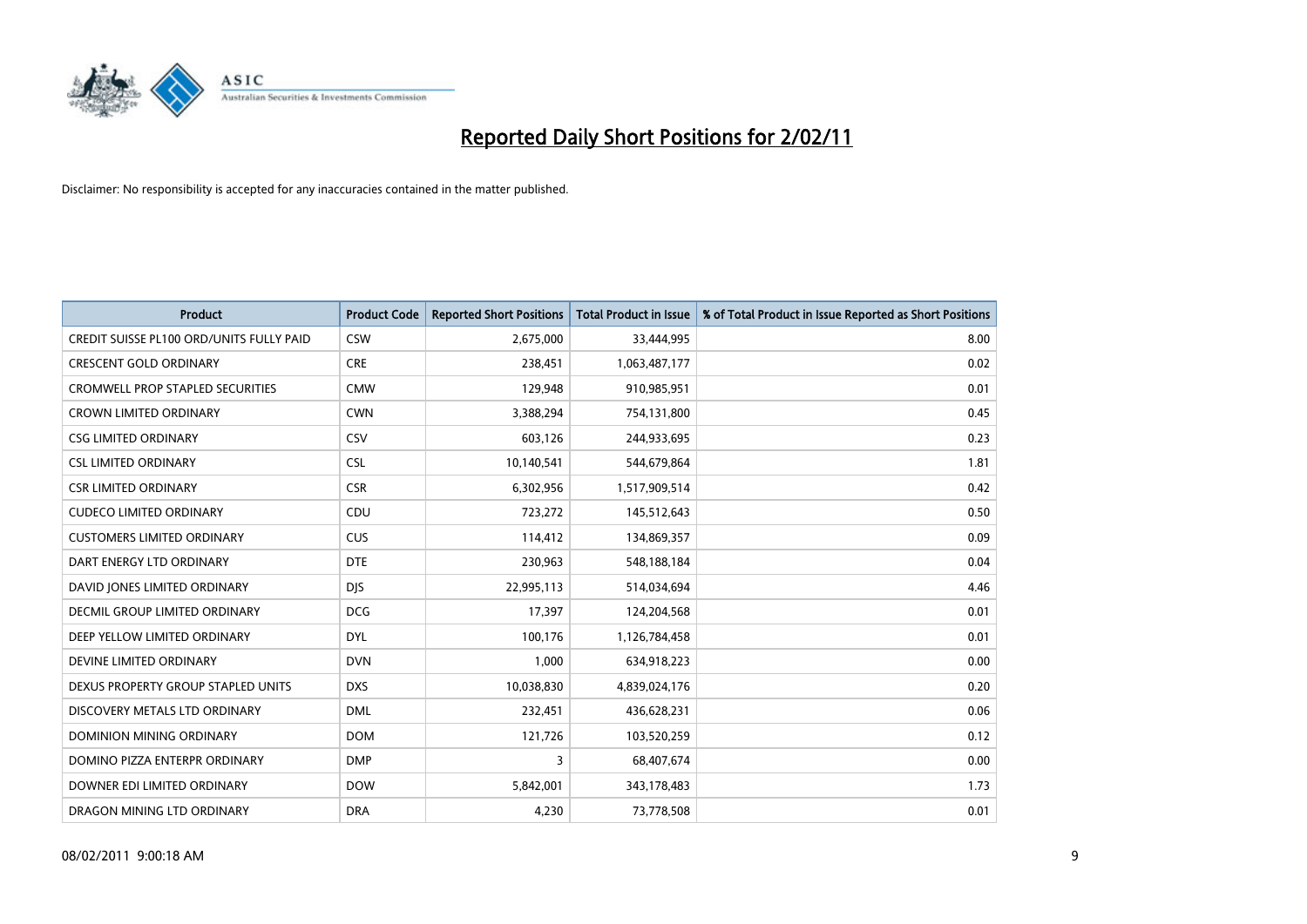# Reported Daily Short Positions for 2/02/11

Disclaimer: No responsibility is accepted for any inaccuracies contained in the matter published.

| Product | Product Code | Reported Short Positions | Total Product in Issue | % of Total Product in Issue Reported as Short Positions |
|---|---|---|---|---|
| CREDIT SUISSE PL100 ORD/UNITS FULLY PAID | CSW | 2,675,000 | 33,444,995 | 8.00 |
| CRESCENT GOLD ORDINARY | CRE | 238,451 | 1,063,487,177 | 0.02 |
| CROMWELL PROP STAPLED SECURITIES | CMW | 129,948 | 910,985,951 | 0.01 |
| CROWN LIMITED ORDINARY | CWN | 3,388,294 | 754,131,800 | 0.45 |
| CSG LIMITED ORDINARY | CSV | 603,126 | 244,933,695 | 0.23 |
| CSL LIMITED ORDINARY | CSL | 10,140,541 | 544,679,864 | 1.81 |
| CSR LIMITED ORDINARY | CSR | 6,302,956 | 1,517,909,514 | 0.42 |
| CUDECO LIMITED ORDINARY | CDU | 723,272 | 145,512,643 | 0.50 |
| CUSTOMERS LIMITED ORDINARY | CUS | 114,412 | 134,869,357 | 0.09 |
| DART ENERGY LTD ORDINARY | DTE | 230,963 | 548,188,184 | 0.04 |
| DAVID JONES LIMITED ORDINARY | DJS | 22,995,113 | 514,034,694 | 4.46 |
| DECMIL GROUP LIMITED ORDINARY | DCG | 17,397 | 124,204,568 | 0.01 |
| DEEP YELLOW LIMITED ORDINARY | DYL | 100,176 | 1,126,784,458 | 0.01 |
| DEVINE LIMITED ORDINARY | DVN | 1,000 | 634,918,223 | 0.00 |
| DEXUS PROPERTY GROUP STAPLED UNITS | DXS | 10,038,830 | 4,839,024,176 | 0.20 |
| DISCOVERY METALS LTD ORDINARY | DML | 232,451 | 436,628,231 | 0.06 |
| DOMINION MINING ORDINARY | DOM | 121,726 | 103,520,259 | 0.12 |
| DOMINO PIZZA ENTERPR ORDINARY | DMP | 3 | 68,407,674 | 0.00 |
| DOWNER EDI LIMITED ORDINARY | DOW | 5,842,001 | 343,178,483 | 1.73 |
| DRAGON MINING LTD ORDINARY | DRA | 4,230 | 73,778,508 | 0.01 |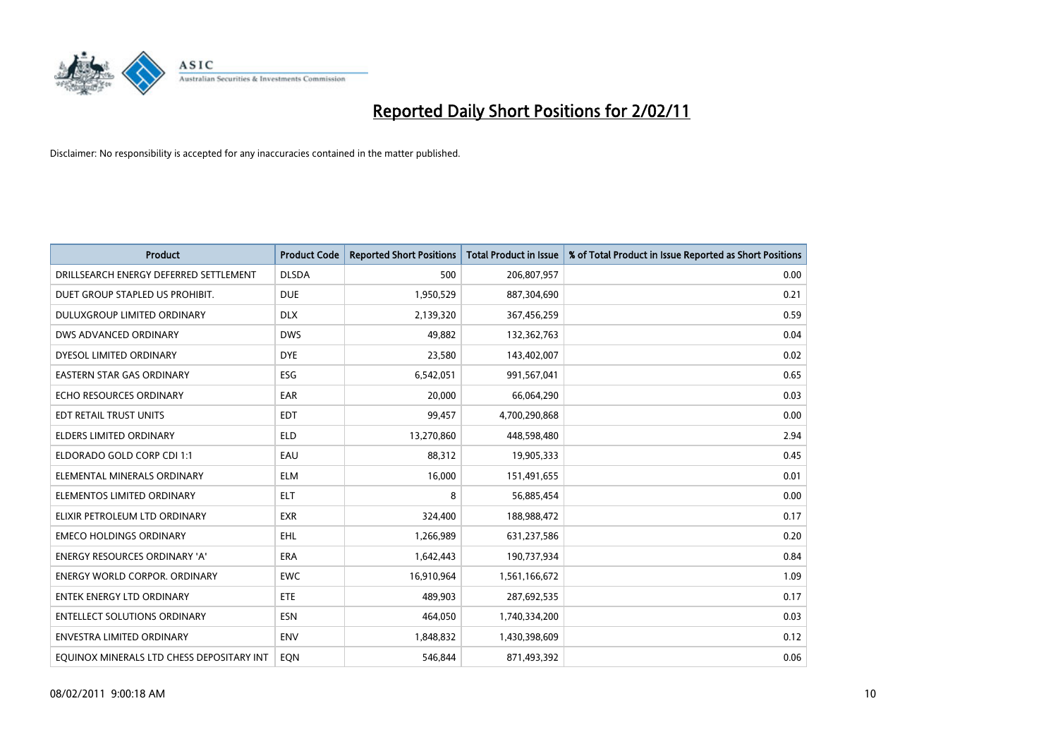# Reported Daily Short Positions for 2/02/11

Disclaimer: No responsibility is accepted for any inaccuracies contained in the matter published.

| Product | Product Code | Reported Short Positions | Total Product in Issue | % of Total Product in Issue Reported as Short Positions |
|---|---|---|---|---|
| DRILLSEARCH ENERGY DEFERRED SETTLEMENT | DLSDA | 500 | 206,807,957 | 0.00 |
| DUET GROUP STAPLED US PROHIBIT. | DUE | 1,950,529 | 887,304,690 | 0.21 |
| DULUXGROUP LIMITED ORDINARY | DLX | 2,139,320 | 367,456,259 | 0.59 |
| DWS ADVANCED ORDINARY | DWS | 49,882 | 132,362,763 | 0.04 |
| DYESOL LIMITED ORDINARY | DYE | 23,580 | 143,402,007 | 0.02 |
| EASTERN STAR GAS ORDINARY | ESG | 6,542,051 | 991,567,041 | 0.65 |
| ECHO RESOURCES ORDINARY | EAR | 20,000 | 66,064,290 | 0.03 |
| EDT RETAIL TRUST UNITS | EDT | 99,457 | 4,700,290,868 | 0.00 |
| ELDERS LIMITED ORDINARY | ELD | 13,270,860 | 448,598,480 | 2.94 |
| ELDORADO GOLD CORP CDI 1:1 | EAU | 88,312 | 19,905,333 | 0.45 |
| ELEMENTAL MINERALS ORDINARY | ELM | 16,000 | 151,491,655 | 0.01 |
| ELEMENTOS LIMITED ORDINARY | ELT | 8 | 56,885,454 | 0.00 |
| ELIXIR PETROLEUM LTD ORDINARY | EXR | 324,400 | 188,988,472 | 0.17 |
| EMECO HOLDINGS ORDINARY | EHL | 1,266,989 | 631,237,586 | 0.20 |
| ENERGY RESOURCES ORDINARY 'A' | ERA | 1,642,443 | 190,737,934 | 0.84 |
| ENERGY WORLD CORPOR. ORDINARY | EWC | 16,910,964 | 1,561,166,672 | 1.09 |
| ENTEK ENERGY LTD ORDINARY | ETE | 489,903 | 287,692,535 | 0.17 |
| ENTELLECT SOLUTIONS ORDINARY | ESN | 464,050 | 1,740,334,200 | 0.03 |
| ENVESTRA LIMITED ORDINARY | ENV | 1,848,832 | 1,430,398,609 | 0.12 |
| EQUINOX MINERALS LTD CHESS DEPOSITARY INT | EQN | 546,844 | 871,493,392 | 0.06 |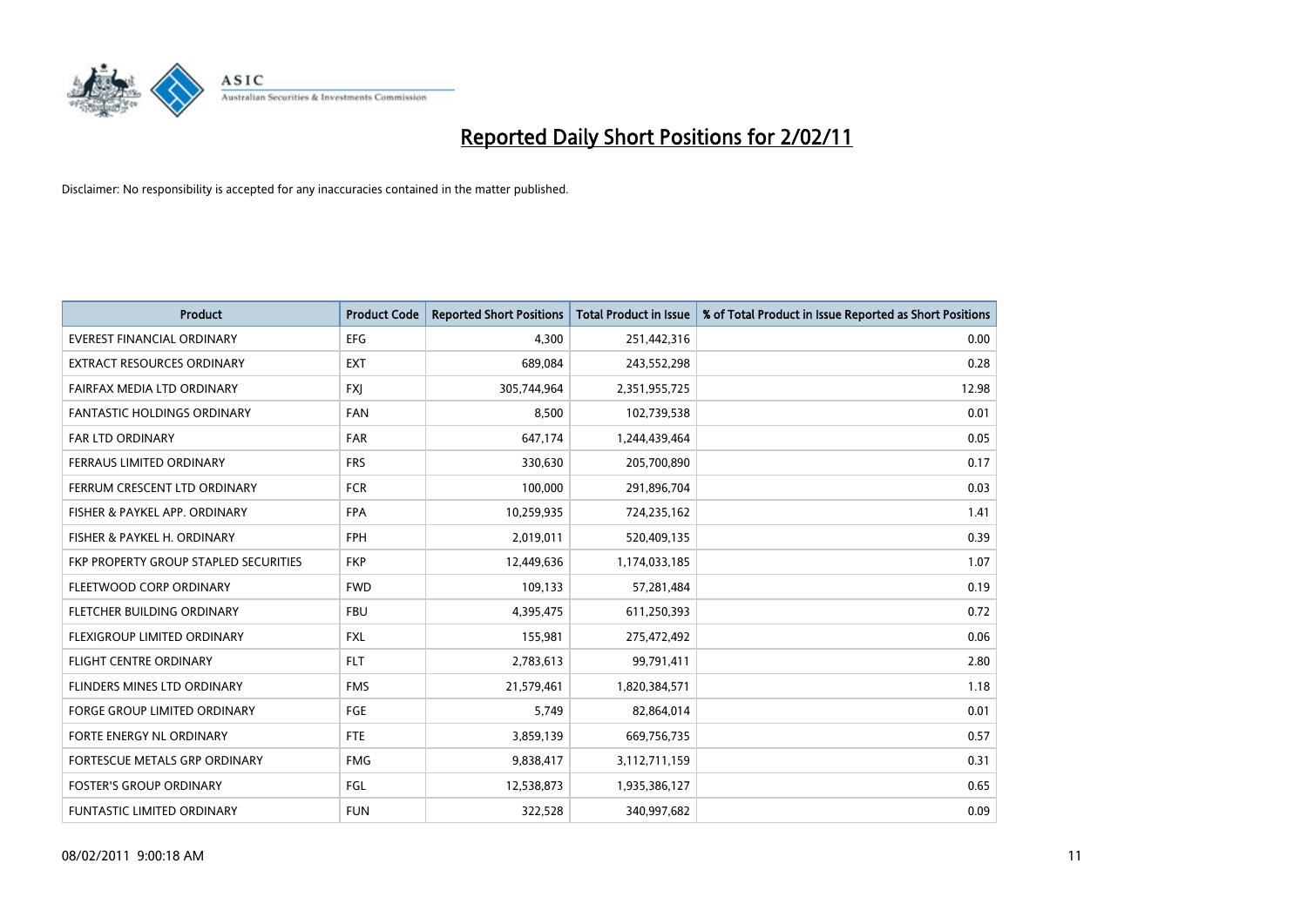# Reported Daily Short Positions for 2/02/11

Disclaimer: No responsibility is accepted for any inaccuracies contained in the matter published.

| Product | Product Code | Reported Short Positions | Total Product in Issue | % of Total Product in Issue Reported as Short Positions |
|---|---|---|---|---|
| EVEREST FINANCIAL ORDINARY | EFG | 4,300 | 251,442,316 | 0.00 |
| EXTRACT RESOURCES ORDINARY | EXT | 689,084 | 243,552,298 | 0.28 |
| FAIRFAX MEDIA LTD ORDINARY | FXJ | 305,744,964 | 2,351,955,725 | 12.98 |
| FANTASTIC HOLDINGS ORDINARY | FAN | 8,500 | 102,739,538 | 0.01 |
| FAR LTD ORDINARY | FAR | 647,174 | 1,244,439,464 | 0.05 |
| FERRAUS LIMITED ORDINARY | FRS | 330,630 | 205,700,890 | 0.17 |
| FERRUM CRESCENT LTD ORDINARY | FCR | 100,000 | 291,896,704 | 0.03 |
| FISHER & PAYKEL APP. ORDINARY | FPA | 10,259,935 | 724,235,162 | 1.41 |
| FISHER & PAYKEL H. ORDINARY | FPH | 2,019,011 | 520,409,135 | 0.39 |
| FKP PROPERTY GROUP STAPLED SECURITIES | FKP | 12,449,636 | 1,174,033,185 | 1.07 |
| FLEETWOOD CORP ORDINARY | FWD | 109,133 | 57,281,484 | 0.19 |
| FLETCHER BUILDING ORDINARY | FBU | 4,395,475 | 611,250,393 | 0.72 |
| FLEXIGROUP LIMITED ORDINARY | FXL | 155,981 | 275,472,492 | 0.06 |
| FLIGHT CENTRE ORDINARY | FLT | 2,783,613 | 99,791,411 | 2.80 |
| FLINDERS MINES LTD ORDINARY | FMS | 21,579,461 | 1,820,384,571 | 1.18 |
| FORGE GROUP LIMITED ORDINARY | FGE | 5,749 | 82,864,014 | 0.01 |
| FORTE ENERGY NL ORDINARY | FTE | 3,859,139 | 669,756,735 | 0.57 |
| FORTESCUE METALS GRP ORDINARY | FMG | 9,838,417 | 3,112,711,159 | 0.31 |
| FOSTER'S GROUP ORDINARY | FGL | 12,538,873 | 1,935,386,127 | 0.65 |
| FUNTASTIC LIMITED ORDINARY | FUN | 322,528 | 340,997,682 | 0.09 |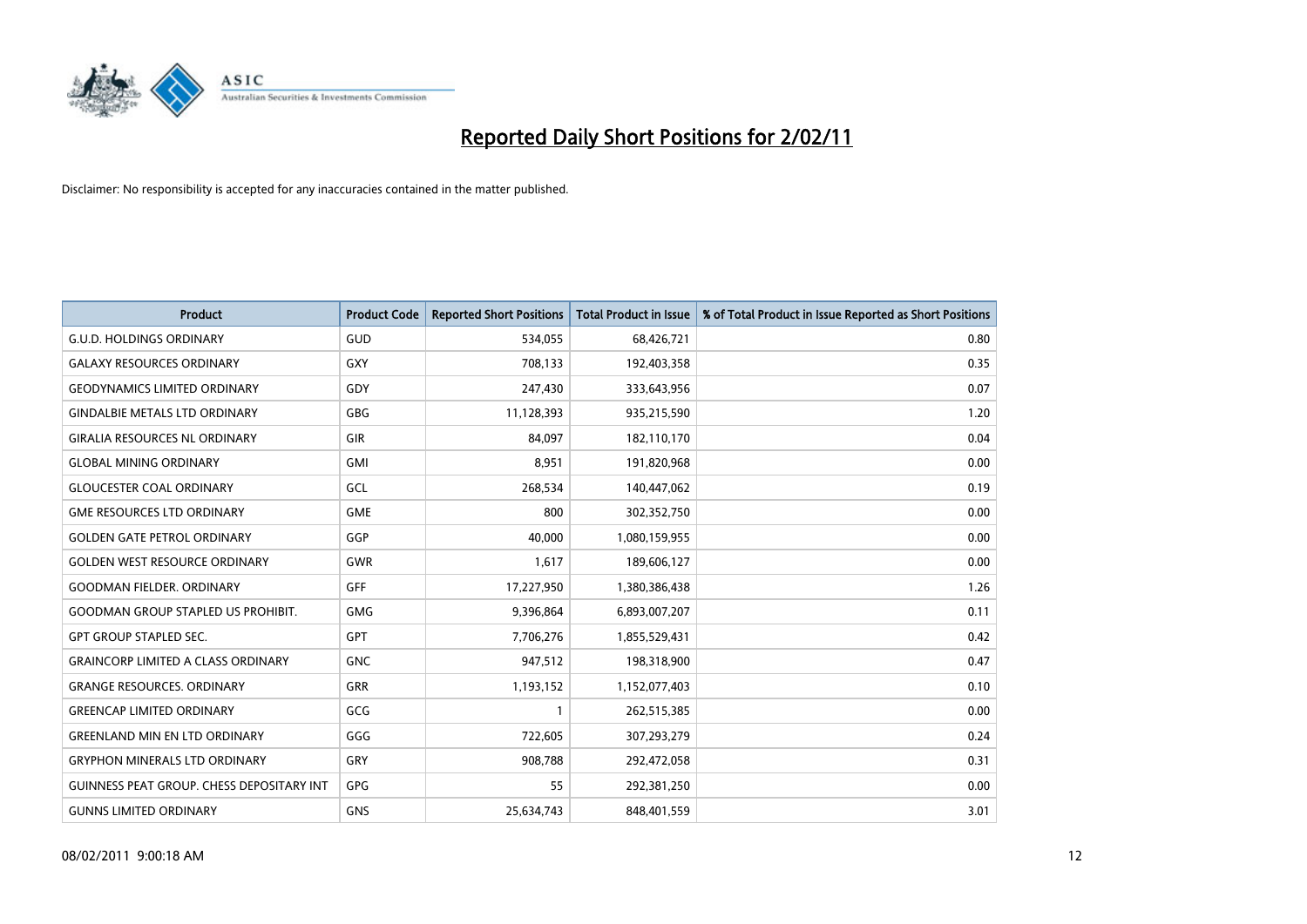# Reported Daily Short Positions for 2/02/11

Disclaimer: No responsibility is accepted for any inaccuracies contained in the matter published.

| Product | Product Code | Reported Short Positions | Total Product in Issue | % of Total Product in Issue Reported as Short Positions |
|---|---|---|---|---|
| G.U.D. HOLDINGS ORDINARY | GUD | 534,055 | 68,426,721 | 0.80 |
| GALAXY RESOURCES ORDINARY | GXY | 708,133 | 192,403,358 | 0.35 |
| GEODYNAMICS LIMITED ORDINARY | GDY | 247,430 | 333,643,956 | 0.07 |
| GINDALBIE METALS LTD ORDINARY | GBG | 11,128,393 | 935,215,590 | 1.20 |
| GIRALIA RESOURCES NL ORDINARY | GIR | 84,097 | 182,110,170 | 0.04 |
| GLOBAL MINING ORDINARY | GMI | 8,951 | 191,820,968 | 0.00 |
| GLOUCESTER COAL ORDINARY | GCL | 268,534 | 140,447,062 | 0.19 |
| GME RESOURCES LTD ORDINARY | GME | 800 | 302,352,750 | 0.00 |
| GOLDEN GATE PETROL ORDINARY | GGP | 40,000 | 1,080,159,955 | 0.00 |
| GOLDEN WEST RESOURCE ORDINARY | GWR | 1,617 | 189,606,127 | 0.00 |
| GOODMAN FIELDER. ORDINARY | GFF | 17,227,950 | 1,380,386,438 | 1.26 |
| GOODMAN GROUP STAPLED US PROHIBIT. | GMG | 9,396,864 | 6,893,007,207 | 0.11 |
| GPT GROUP STAPLED SEC. | GPT | 7,706,276 | 1,855,529,431 | 0.42 |
| GRAINCORP LIMITED A CLASS ORDINARY | GNC | 947,512 | 198,318,900 | 0.47 |
| GRANGE RESOURCES. ORDINARY | GRR | 1,193,152 | 1,152,077,403 | 0.10 |
| GREENCAP LIMITED ORDINARY | GCG | 1 | 262,515,385 | 0.00 |
| GREENLAND MIN EN LTD ORDINARY | GGG | 722,605 | 307,293,279 | 0.24 |
| GRYPHON MINERALS LTD ORDINARY | GRY | 908,788 | 292,472,058 | 0.31 |
| GUINNESS PEAT GROUP. CHESS DEPOSITARY INT | GPG | 55 | 292,381,250 | 0.00 |
| GUNNS LIMITED ORDINARY | GNS | 25,634,743 | 848,401,559 | 3.01 |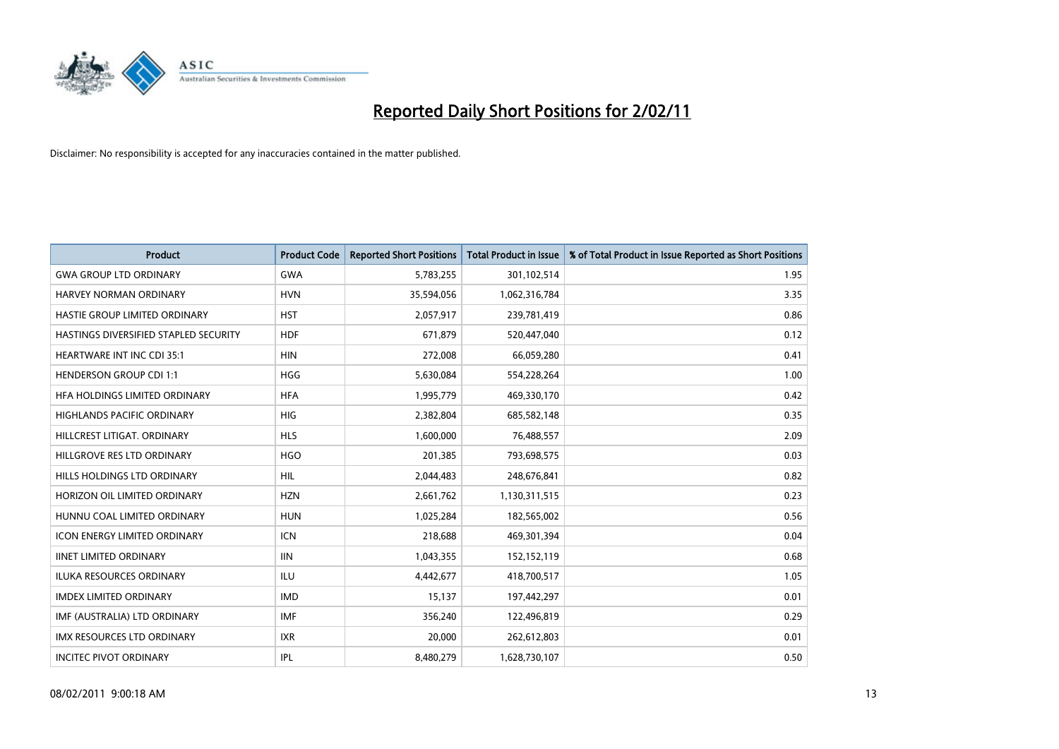# Reported Daily Short Positions for 2/02/11

Disclaimer: No responsibility is accepted for any inaccuracies contained in the matter published.

| Product | Product Code | Reported Short Positions | Total Product in Issue | % of Total Product in Issue Reported as Short Positions |
|---|---|---|---|---|
| GWA GROUP LTD ORDINARY | GWA | 5,783,255 | 301,102,514 | 1.95 |
| HARVEY NORMAN ORDINARY | HVN | 35,594,056 | 1,062,316,784 | 3.35 |
| HASTIE GROUP LIMITED ORDINARY | HST | 2,057,917 | 239,781,419 | 0.86 |
| HASTINGS DIVERSIFIED STAPLED SECURITY | HDF | 671,879 | 520,447,040 | 0.12 |
| HEARTWARE INT INC CDI 35:1 | HIN | 272,008 | 66,059,280 | 0.41 |
| HENDERSON GROUP CDI 1:1 | HGG | 5,630,084 | 554,228,264 | 1.00 |
| HFA HOLDINGS LIMITED ORDINARY | HFA | 1,995,779 | 469,330,170 | 0.42 |
| HIGHLANDS PACIFIC ORDINARY | HIG | 2,382,804 | 685,582,148 | 0.35 |
| HILLCREST LITIGAT. ORDINARY | HLS | 1,600,000 | 76,488,557 | 2.09 |
| HILLGROVE RES LTD ORDINARY | HGO | 201,385 | 793,698,575 | 0.03 |
| HILLS HOLDINGS LTD ORDINARY | HIL | 2,044,483 | 248,676,841 | 0.82 |
| HORIZON OIL LIMITED ORDINARY | HZN | 2,661,762 | 1,130,311,515 | 0.23 |
| HUNNU COAL LIMITED ORDINARY | HUN | 1,025,284 | 182,565,002 | 0.56 |
| ICON ENERGY LIMITED ORDINARY | ICN | 218,688 | 469,301,394 | 0.04 |
| IINET LIMITED ORDINARY | IIN | 1,043,355 | 152,152,119 | 0.68 |
| ILUKA RESOURCES ORDINARY | ILU | 4,442,677 | 418,700,517 | 1.05 |
| IMDEX LIMITED ORDINARY | IMD | 15,137 | 197,442,297 | 0.01 |
| IMF (AUSTRALIA) LTD ORDINARY | IMF | 356,240 | 122,496,819 | 0.29 |
| IMX RESOURCES LTD ORDINARY | IXR | 20,000 | 262,612,803 | 0.01 |
| INCITEC PIVOT ORDINARY | IPL | 8,480,279 | 1,628,730,107 | 0.50 |

08/02/2011 9:00:18 AM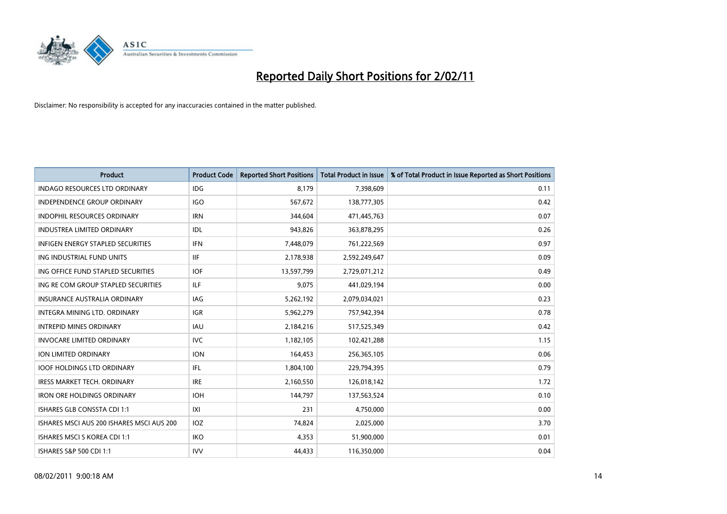# Reported Daily Short Positions for 2/02/11

Disclaimer: No responsibility is accepted for any inaccuracies contained in the matter published.

| Product | Product Code | Reported Short Positions | Total Product in Issue | % of Total Product in Issue Reported as Short Positions |
|---|---|---|---|---|
| INDAGO RESOURCES LTD ORDINARY | IDG | 8,179 | 7,398,609 | 0.11 |
| INDEPENDENCE GROUP ORDINARY | IGO | 567,672 | 138,777,305 | 0.42 |
| INDOPHIL RESOURCES ORDINARY | IRN | 344,604 | 471,445,763 | 0.07 |
| INDUSTREA LIMITED ORDINARY | IDL | 943,826 | 363,878,295 | 0.26 |
| INFIGEN ENERGY STAPLED SECURITIES | IFN | 7,448,079 | 761,222,569 | 0.97 |
| ING INDUSTRIAL FUND UNITS | IIF | 2,178,938 | 2,592,249,647 | 0.09 |
| ING OFFICE FUND STAPLED SECURITIES | IOF | 13,597,799 | 2,729,071,212 | 0.49 |
| ING RE COM GROUP STAPLED SECURITIES | ILF | 9,075 | 441,029,194 | 0.00 |
| INSURANCE AUSTRALIA ORDINARY | IAG | 5,262,192 | 2,079,034,021 | 0.23 |
| INTEGRA MINING LTD. ORDINARY | IGR | 5,962,279 | 757,942,394 | 0.78 |
| INTREPID MINES ORDINARY | IAU | 2,184,216 | 517,525,349 | 0.42 |
| INVOCARE LIMITED ORDINARY | IVC | 1,182,105 | 102,421,288 | 1.15 |
| ION LIMITED ORDINARY | ION | 164,453 | 256,365,105 | 0.06 |
| IOOF HOLDINGS LTD ORDINARY | IFL | 1,804,100 | 229,794,395 | 0.79 |
| IRESS MARKET TECH. ORDINARY | IRE | 2,160,550 | 126,018,142 | 1.72 |
| IRON ORE HOLDINGS ORDINARY | IOH | 144,797 | 137,563,524 | 0.10 |
| ISHARES GLB CONSSTA CDI 1:1 | IXI | 231 | 4,750,000 | 0.00 |
| ISHARES MSCI AUS 200 ISHARES MSCI AUS 200 | IOZ | 74,824 | 2,025,000 | 3.70 |
| ISHARES MSCI S KOREA CDI 1:1 | IKO | 4,353 | 51,900,000 | 0.01 |
| ISHARES S&P 500 CDI 1:1 | IVV | 44,433 | 116,350,000 | 0.04 |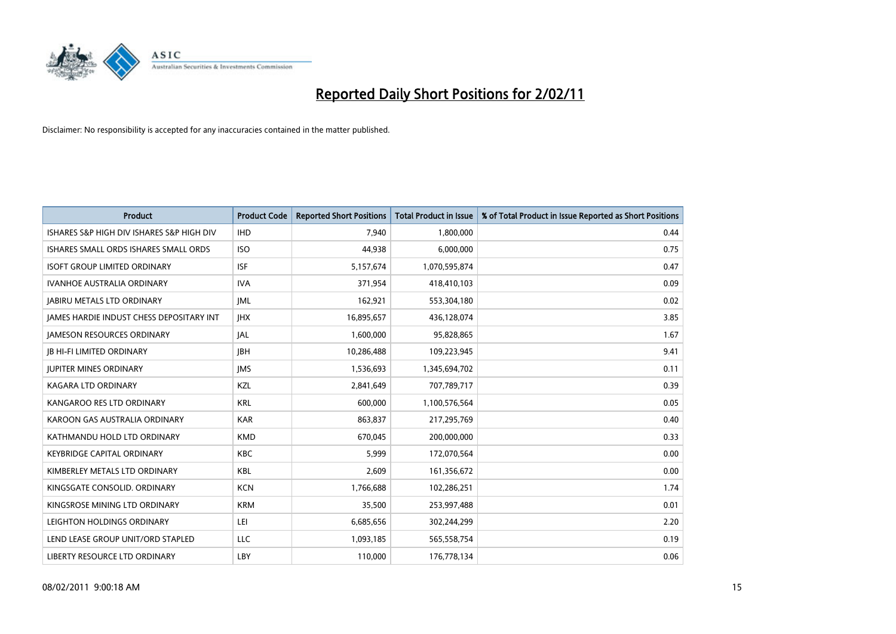# Reported Daily Short Positions for 2/02/11

Disclaimer: No responsibility is accepted for any inaccuracies contained in the matter published.

| Product | Product Code | Reported Short Positions | Total Product in Issue | % of Total Product in Issue Reported as Short Positions |
| --- | --- | --- | --- | --- |
| ISHARES S&P HIGH DIV ISHARES S&P HIGH DIV | IHD | 7,940 | 1,800,000 | 0.44 |
| ISHARES SMALL ORDS ISHARES SMALL ORDS | ISO | 44,938 | 6,000,000 | 0.75 |
| ISOFT GROUP LIMITED ORDINARY | ISF | 5,157,674 | 1,070,595,874 | 0.47 |
| IVANHOE AUSTRALIA ORDINARY | IVA | 371,954 | 418,410,103 | 0.09 |
| JABIRU METALS LTD ORDINARY | JML | 162,921 | 553,304,180 | 0.02 |
| JAMES HARDIE INDUST CHESS DEPOSITARY INT | JHX | 16,895,657 | 436,128,074 | 3.85 |
| JAMESON RESOURCES ORDINARY | JAL | 1,600,000 | 95,828,865 | 1.67 |
| JB HI-FI LIMITED ORDINARY | JBH | 10,286,488 | 109,223,945 | 9.41 |
| JUPITER MINES ORDINARY | JMS | 1,536,693 | 1,345,694,702 | 0.11 |
| KAGARA LTD ORDINARY | KZL | 2,841,649 | 707,789,717 | 0.39 |
| KANGAROO RES LTD ORDINARY | KRL | 600,000 | 1,100,576,564 | 0.05 |
| KAROON GAS AUSTRALIA ORDINARY | KAR | 863,837 | 217,295,769 | 0.40 |
| KATHMANDU HOLD LTD ORDINARY | KMD | 670,045 | 200,000,000 | 0.33 |
| KEYBRIDGE CAPITAL ORDINARY | KBC | 5,999 | 172,070,564 | 0.00 |
| KIMBERLEY METALS LTD ORDINARY | KBL | 2,609 | 161,356,672 | 0.00 |
| KINGSGATE CONSOLID. ORDINARY | KCN | 1,766,688 | 102,286,251 | 1.74 |
| KINGSROSE MINING LTD ORDINARY | KRM | 35,500 | 253,997,488 | 0.01 |
| LEIGHTON HOLDINGS ORDINARY | LEI | 6,685,656 | 302,244,299 | 2.20 |
| LEND LEASE GROUP UNIT/ORD STAPLED | LLC | 1,093,185 | 565,558,754 | 0.19 |
| LIBERTY RESOURCE LTD ORDINARY | LBY | 110,000 | 176,778,134 | 0.06 |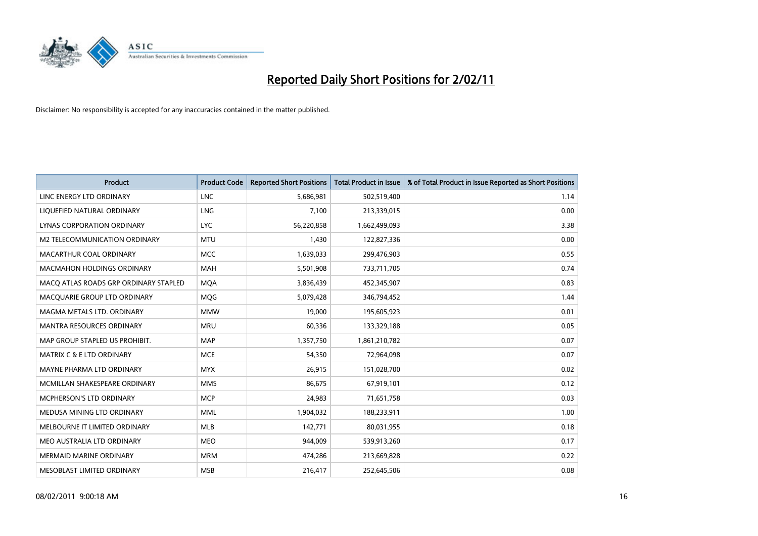# Reported Daily Short Positions for 2/02/11

Disclaimer: No responsibility is accepted for any inaccuracies contained in the matter published.

| Product | Product Code | Reported Short Positions | Total Product in Issue | % of Total Product in Issue Reported as Short Positions |
|---|---|---|---|---|
| LINC ENERGY LTD ORDINARY | LNC | 5,686,981 | 502,519,400 | 1.14 |
| LIQUEFIED NATURAL ORDINARY | LNG | 7,100 | 213,339,015 | 0.00 |
| LYNAS CORPORATION ORDINARY | LYC | 56,220,858 | 1,662,499,093 | 3.38 |
| M2 TELECOMMUNICATION ORDINARY | MTU | 1,430 | 122,827,336 | 0.00 |
| MACARTHUR COAL ORDINARY | MCC | 1,639,033 | 299,476,903 | 0.55 |
| MACMAHON HOLDINGS ORDINARY | MAH | 5,501,908 | 733,711,705 | 0.74 |
| MACQ ATLAS ROADS GRP ORDINARY STAPLED | MQA | 3,836,439 | 452,345,907 | 0.83 |
| MACQUARIE GROUP LTD ORDINARY | MQG | 5,079,428 | 346,794,452 | 1.44 |
| MAGMA METALS LTD. ORDINARY | MMW | 19,000 | 195,605,923 | 0.01 |
| MANTRA RESOURCES ORDINARY | MRU | 60,336 | 133,329,188 | 0.05 |
| MAP GROUP STAPLED US PROHIBIT. | MAP | 1,357,750 | 1,861,210,782 | 0.07 |
| MATRIX C & E LTD ORDINARY | MCE | 54,350 | 72,964,098 | 0.07 |
| MAYNE PHARMA LTD ORDINARY | MYX | 26,915 | 151,028,700 | 0.02 |
| MCMILLAN SHAKESPEARE ORDINARY | MMS | 86,675 | 67,919,101 | 0.12 |
| MCPHERSON'S LTD ORDINARY | MCP | 24,983 | 71,651,758 | 0.03 |
| MEDUSA MINING LTD ORDINARY | MML | 1,904,032 | 188,233,911 | 1.00 |
| MELBOURNE IT LIMITED ORDINARY | MLB | 142,771 | 80,031,955 | 0.18 |
| MEO AUSTRALIA LTD ORDINARY | MEO | 944,009 | 539,913,260 | 0.17 |
| MERMAID MARINE ORDINARY | MRM | 474,286 | 213,669,828 | 0.22 |
| MESOBLAST LIMITED ORDINARY | MSB | 216,417 | 252,645,506 | 0.08 |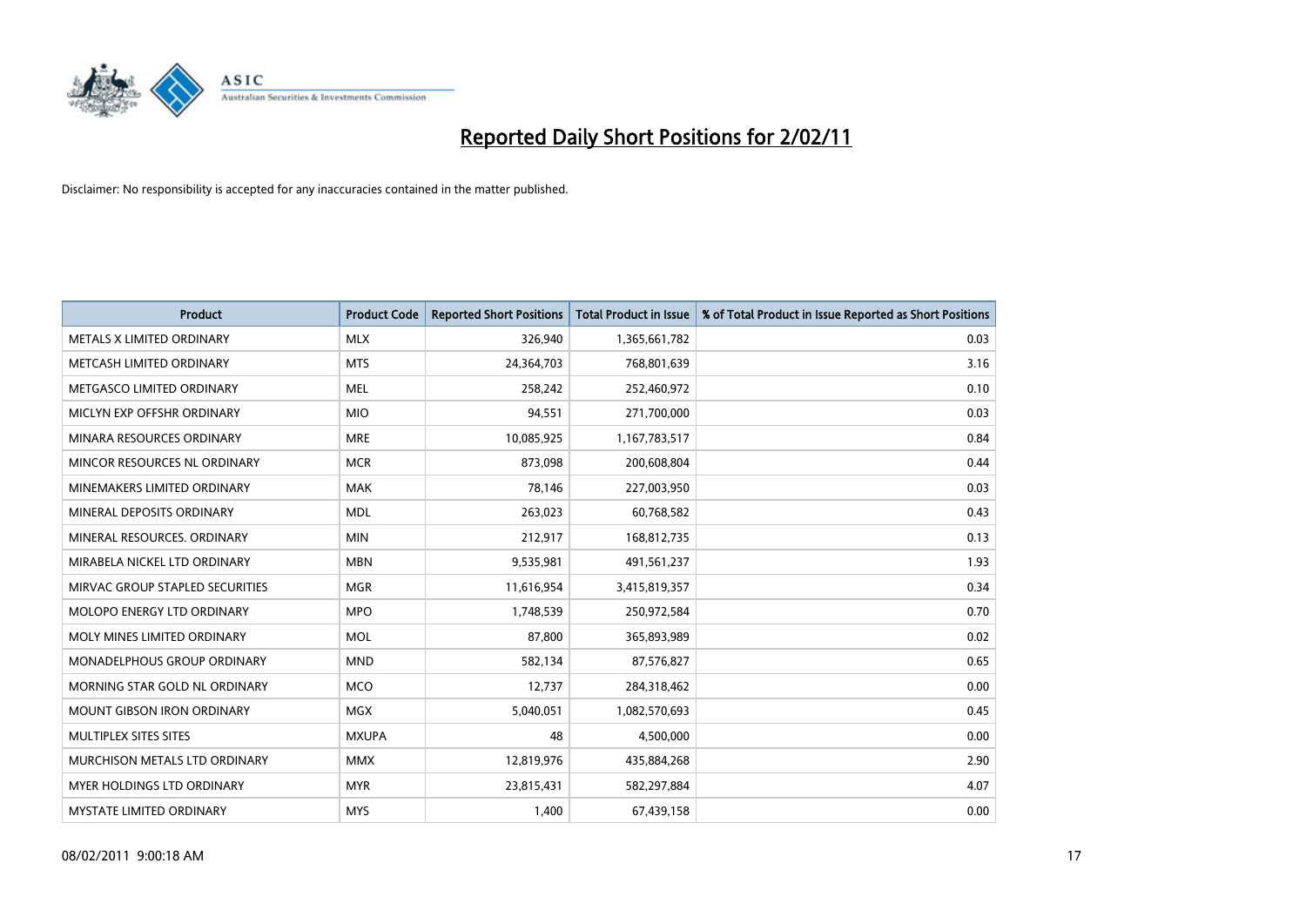# Reported Daily Short Positions for 2/02/11

Disclaimer: No responsibility is accepted for any inaccuracies contained in the matter published.

| Product | Product Code | Reported Short Positions | Total Product in Issue | % of Total Product in Issue Reported as Short Positions |
|---|---|---|---|---|
| METALS X LIMITED ORDINARY | MLX | 326,940 | 1,365,661,782 | 0.03 |
| METCASH LIMITED ORDINARY | MTS | 24,364,703 | 768,801,639 | 3.16 |
| METGASCO LIMITED ORDINARY | MEL | 258,242 | 252,460,972 | 0.10 |
| MICLYN EXP OFFSHR ORDINARY | MIO | 94,551 | 271,700,000 | 0.03 |
| MINARA RESOURCES ORDINARY | MRE | 10,085,925 | 1,167,783,517 | 0.84 |
| MINCOR RESOURCES NL ORDINARY | MCR | 873,098 | 200,608,804 | 0.44 |
| MINEMAKERS LIMITED ORDINARY | MAK | 78,146 | 227,003,950 | 0.03 |
| MINERAL DEPOSITS ORDINARY | MDL | 263,023 | 60,768,582 | 0.43 |
| MINERAL RESOURCES. ORDINARY | MIN | 212,917 | 168,812,735 | 0.13 |
| MIRABELA NICKEL LTD ORDINARY | MBN | 9,535,981 | 491,561,237 | 1.93 |
| MIRVAC GROUP STAPLED SECURITIES | MGR | 11,616,954 | 3,415,819,357 | 0.34 |
| MOLOPO ENERGY LTD ORDINARY | MPO | 1,748,539 | 250,972,584 | 0.70 |
| MOLY MINES LIMITED ORDINARY | MOL | 87,800 | 365,893,989 | 0.02 |
| MONADELPHOUS GROUP ORDINARY | MND | 582,134 | 87,576,827 | 0.65 |
| MORNING STAR GOLD NL ORDINARY | MCO | 12,737 | 284,318,462 | 0.00 |
| MOUNT GIBSON IRON ORDINARY | MGX | 5,040,051 | 1,082,570,693 | 0.45 |
| MULTIPLEX SITES SITES | MXUPA | 48 | 4,500,000 | 0.00 |
| MURCHISON METALS LTD ORDINARY | MMX | 12,819,976 | 435,884,268 | 2.90 |
| MYER HOLDINGS LTD ORDINARY | MYR | 23,815,431 | 582,297,884 | 4.07 |
| MYSTATE LIMITED ORDINARY | MYS | 1,400 | 67,439,158 | 0.00 |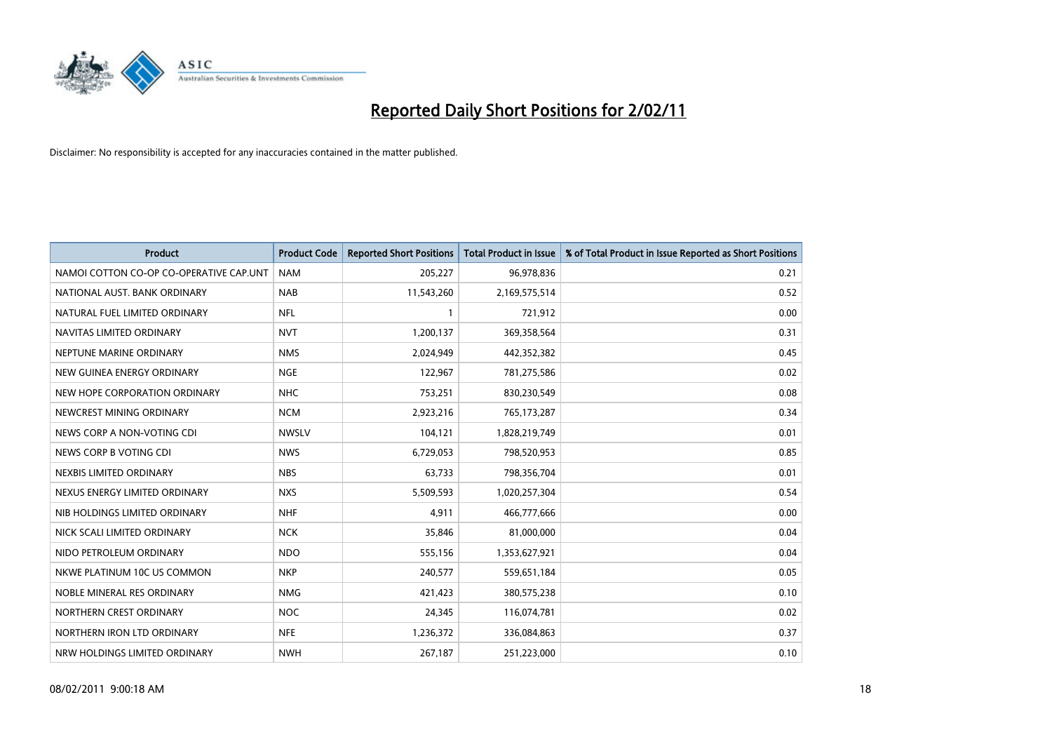# Reported Daily Short Positions for 2/02/11

Disclaimer: No responsibility is accepted for any inaccuracies contained in the matter published.

| Product | Product Code | Reported Short Positions | Total Product in Issue | % of Total Product in Issue Reported as Short Positions |
|---|---|---|---|---|
| NAMOI COTTON CO-OP CO-OPERATIVE CAP.UNT | NAM | 205,227 | 96,978,836 | 0.21 |
| NATIONAL AUST. BANK ORDINARY | NAB | 11,543,260 | 2,169,575,514 | 0.52 |
| NATURAL FUEL LIMITED ORDINARY | NFL | 1 | 721,912 | 0.00 |
| NAVITAS LIMITED ORDINARY | NVT | 1,200,137 | 369,358,564 | 0.31 |
| NEPTUNE MARINE ORDINARY | NMS | 2,024,949 | 442,352,382 | 0.45 |
| NEW GUINEA ENERGY ORDINARY | NGE | 122,967 | 781,275,586 | 0.02 |
| NEW HOPE CORPORATION ORDINARY | NHC | 753,251 | 830,230,549 | 0.08 |
| NEWCREST MINING ORDINARY | NCM | 2,923,216 | 765,173,287 | 0.34 |
| NEWS CORP A NON-VOTING CDI | NWSLV | 104,121 | 1,828,219,749 | 0.01 |
| NEWS CORP B VOTING CDI | NWS | 6,729,053 | 798,520,953 | 0.85 |
| NEXBIS LIMITED ORDINARY | NBS | 63,733 | 798,356,704 | 0.01 |
| NEXUS ENERGY LIMITED ORDINARY | NXS | 5,509,593 | 1,020,257,304 | 0.54 |
| NIB HOLDINGS LIMITED ORDINARY | NHF | 4,911 | 466,777,666 | 0.00 |
| NICK SCALI LIMITED ORDINARY | NCK | 35,846 | 81,000,000 | 0.04 |
| NIDO PETROLEUM ORDINARY | NDO | 555,156 | 1,353,627,921 | 0.04 |
| NKWE PLATINUM 10C US COMMON | NKP | 240,577 | 559,651,184 | 0.05 |
| NOBLE MINERAL RES ORDINARY | NMG | 421,423 | 380,575,238 | 0.10 |
| NORTHERN CREST ORDINARY | NOC | 24,345 | 116,074,781 | 0.02 |
| NORTHERN IRON LTD ORDINARY | NFE | 1,236,372 | 336,084,863 | 0.37 |
| NRW HOLDINGS LIMITED ORDINARY | NWH | 267,187 | 251,223,000 | 0.10 |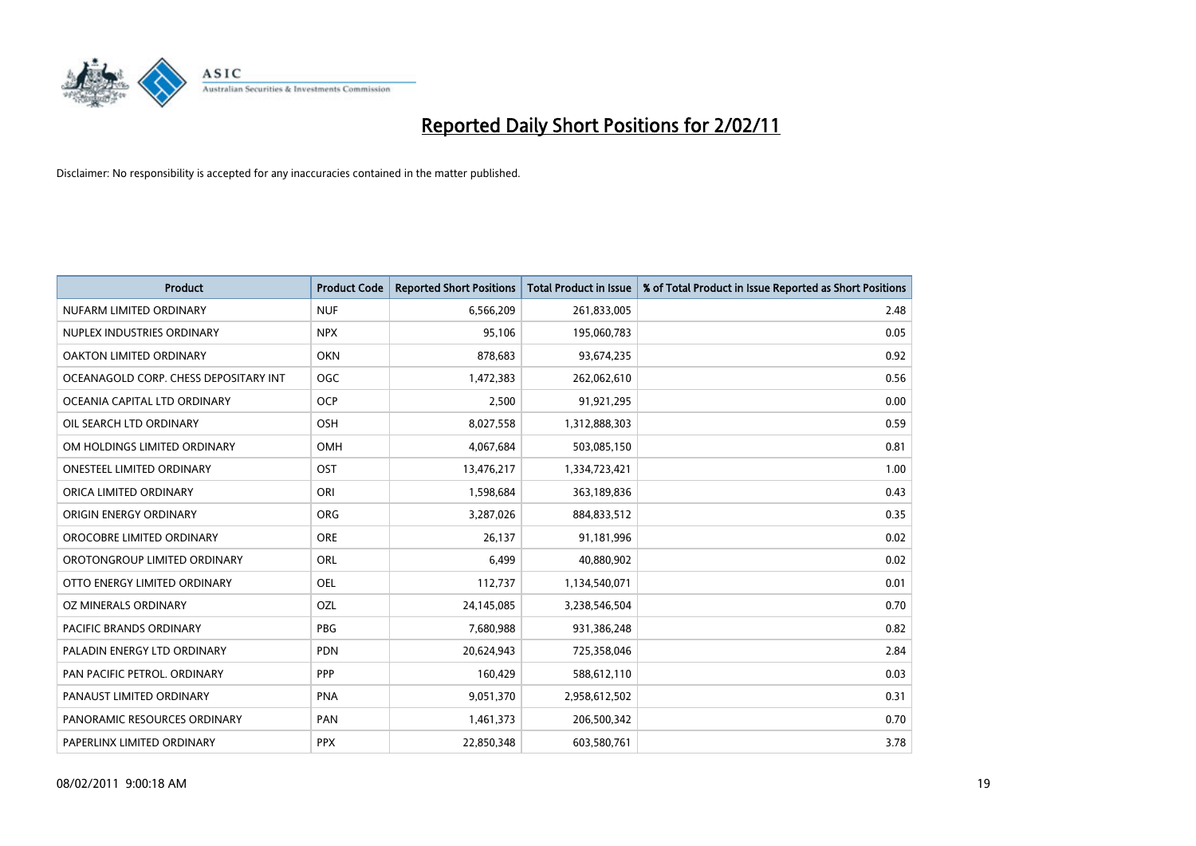# Reported Daily Short Positions for 2/02/11

Disclaimer: No responsibility is accepted for any inaccuracies contained in the matter published.

| Product | Product Code | Reported Short Positions | Total Product in Issue | % of Total Product in Issue Reported as Short Positions |
|---|---|---|---|---|
| NUFARM LIMITED ORDINARY | NUF | 6,566,209 | 261,833,005 | 2.48 |
| NUPLEX INDUSTRIES ORDINARY | NPX | 95,106 | 195,060,783 | 0.05 |
| OAKTON LIMITED ORDINARY | OKN | 878,683 | 93,674,235 | 0.92 |
| OCEANAGOLD CORP. CHESS DEPOSITARY INT | OGC | 1,472,383 | 262,062,610 | 0.56 |
| OCEANIA CAPITAL LTD ORDINARY | OCP | 2,500 | 91,921,295 | 0.00 |
| OIL SEARCH LTD ORDINARY | OSH | 8,027,558 | 1,312,888,303 | 0.59 |
| OM HOLDINGS LIMITED ORDINARY | OMH | 4,067,684 | 503,085,150 | 0.81 |
| ONESTEEL LIMITED ORDINARY | OST | 13,476,217 | 1,334,723,421 | 1.00 |
| ORICA LIMITED ORDINARY | ORI | 1,598,684 | 363,189,836 | 0.43 |
| ORIGIN ENERGY ORDINARY | ORG | 3,287,026 | 884,833,512 | 0.35 |
| OROCOBRE LIMITED ORDINARY | ORE | 26,137 | 91,181,996 | 0.02 |
| OROTONGROUP LIMITED ORDINARY | ORL | 6,499 | 40,880,902 | 0.02 |
| OTTO ENERGY LIMITED ORDINARY | OEL | 112,737 | 1,134,540,071 | 0.01 |
| OZ MINERALS ORDINARY | OZL | 24,145,085 | 3,238,546,504 | 0.70 |
| PACIFIC BRANDS ORDINARY | PBG | 7,680,988 | 931,386,248 | 0.82 |
| PALADIN ENERGY LTD ORDINARY | PDN | 20,624,943 | 725,358,046 | 2.84 |
| PAN PACIFIC PETROL. ORDINARY | PPP | 160,429 | 588,612,110 | 0.03 |
| PANAUST LIMITED ORDINARY | PNA | 9,051,370 | 2,958,612,502 | 0.31 |
| PANORAMIC RESOURCES ORDINARY | PAN | 1,461,373 | 206,500,342 | 0.70 |
| PAPERLINX LIMITED ORDINARY | PPX | 22,850,348 | 603,580,761 | 3.78 |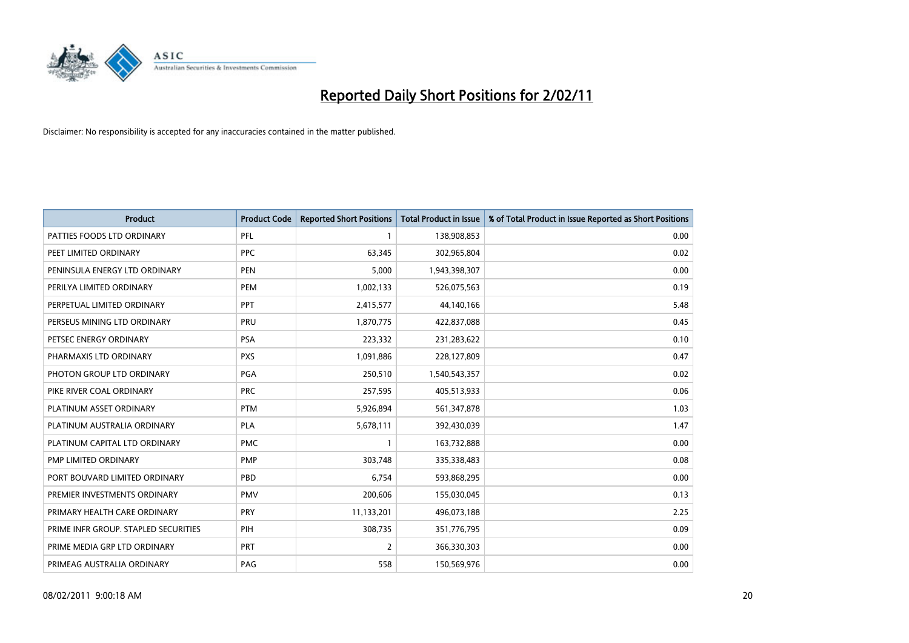# Reported Daily Short Positions for 2/02/11

Disclaimer: No responsibility is accepted for any inaccuracies contained in the matter published.

| Product | Product Code | Reported Short Positions | Total Product in Issue | % of Total Product in Issue Reported as Short Positions |
|---|---|---|---|---|
| PATTIES FOODS LTD ORDINARY | PFL | 1 | 138,908,853 | 0.00 |
| PEET LIMITED ORDINARY | PPC | 63,345 | 302,965,804 | 0.02 |
| PENINSULA ENERGY LTD ORDINARY | PEN | 5,000 | 1,943,398,307 | 0.00 |
| PERILYA LIMITED ORDINARY | PEM | 1,002,133 | 526,075,563 | 0.19 |
| PERPETUAL LIMITED ORDINARY | PPT | 2,415,577 | 44,140,166 | 5.48 |
| PERSEUS MINING LTD ORDINARY | PRU | 1,870,775 | 422,837,088 | 0.45 |
| PETSEC ENERGY ORDINARY | PSA | 223,332 | 231,283,622 | 0.10 |
| PHARMAXIS LTD ORDINARY | PXS | 1,091,886 | 228,127,809 | 0.47 |
| PHOTON GROUP LTD ORDINARY | PGA | 250,510 | 1,540,543,357 | 0.02 |
| PIKE RIVER COAL ORDINARY | PRC | 257,595 | 405,513,933 | 0.06 |
| PLATINUM ASSET ORDINARY | PTM | 5,926,894 | 561,347,878 | 1.03 |
| PLATINUM AUSTRALIA ORDINARY | PLA | 5,678,111 | 392,430,039 | 1.47 |
| PLATINUM CAPITAL LTD ORDINARY | PMC | 1 | 163,732,888 | 0.00 |
| PMP LIMITED ORDINARY | PMP | 303,748 | 335,338,483 | 0.08 |
| PORT BOUVARD LIMITED ORDINARY | PBD | 6,754 | 593,868,295 | 0.00 |
| PREMIER INVESTMENTS ORDINARY | PMV | 200,606 | 155,030,045 | 0.13 |
| PRIMARY HEALTH CARE ORDINARY | PRY | 11,133,201 | 496,073,188 | 2.25 |
| PRIME INFR GROUP. STAPLED SECURITIES | PIH | 308,735 | 351,776,795 | 0.09 |
| PRIME MEDIA GRP LTD ORDINARY | PRT | 2 | 366,330,303 | 0.00 |
| PRIMEAG AUSTRALIA ORDINARY | PAG | 558 | 150,569,976 | 0.00 |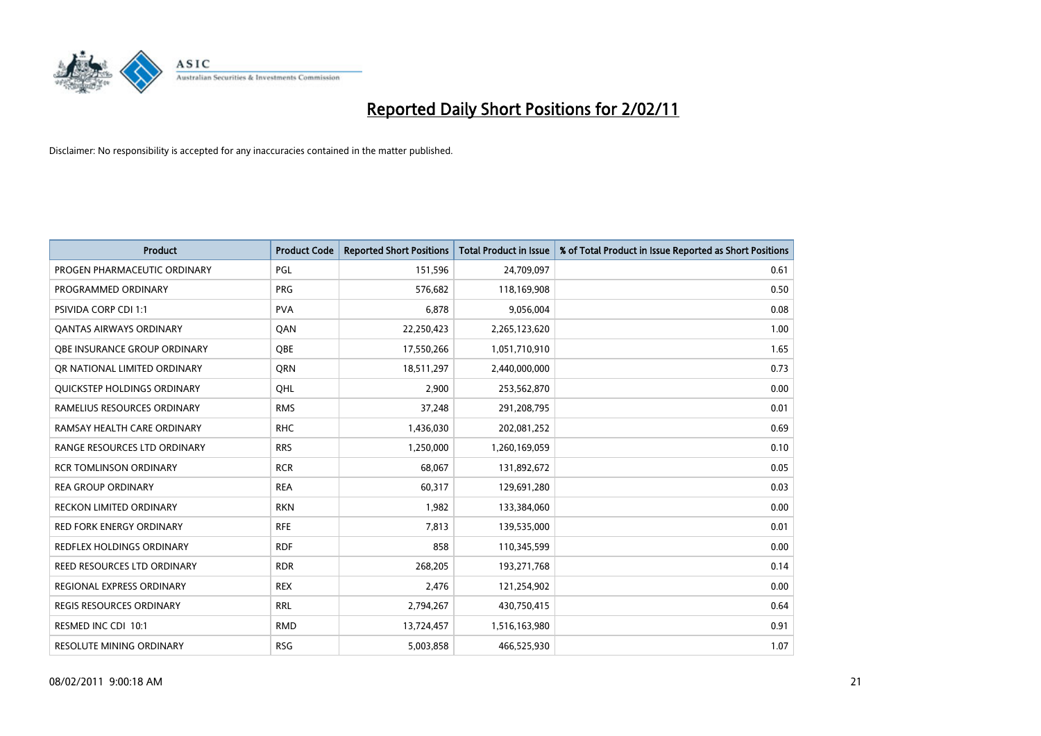# Reported Daily Short Positions for 2/02/11

Disclaimer: No responsibility is accepted for any inaccuracies contained in the matter published.

| Product | Product Code | Reported Short Positions | Total Product in Issue | % of Total Product in Issue Reported as Short Positions |
|---|---|---|---|---|
| PROGEN PHARMACEUTIC ORDINARY | PGL | 151,596 | 24,709,097 | 0.61 |
| PROGRAMMED ORDINARY | PRG | 576,682 | 118,169,908 | 0.50 |
| PSIVIDA CORP CDI 1:1 | PVA | 6,878 | 9,056,004 | 0.08 |
| QANTAS AIRWAYS ORDINARY | QAN | 22,250,423 | 2,265,123,620 | 1.00 |
| QBE INSURANCE GROUP ORDINARY | QBE | 17,550,266 | 1,051,710,910 | 1.65 |
| QR NATIONAL LIMITED ORDINARY | QRN | 18,511,297 | 2,440,000,000 | 0.73 |
| QUICKSTEP HOLDINGS ORDINARY | QHL | 2,900 | 253,562,870 | 0.00 |
| RAMELIUS RESOURCES ORDINARY | RMS | 37,248 | 291,208,795 | 0.01 |
| RAMSAY HEALTH CARE ORDINARY | RHC | 1,436,030 | 202,081,252 | 0.69 |
| RANGE RESOURCES LTD ORDINARY | RRS | 1,250,000 | 1,260,169,059 | 0.10 |
| RCR TOMLINSON ORDINARY | RCR | 68,067 | 131,892,672 | 0.05 |
| REA GROUP ORDINARY | REA | 60,317 | 129,691,280 | 0.03 |
| RECKON LIMITED ORDINARY | RKN | 1,982 | 133,384,060 | 0.00 |
| RED FORK ENERGY ORDINARY | RFE | 7,813 | 139,535,000 | 0.01 |
| REDFLEX HOLDINGS ORDINARY | RDF | 858 | 110,345,599 | 0.00 |
| REED RESOURCES LTD ORDINARY | RDR | 268,205 | 193,271,768 | 0.14 |
| REGIONAL EXPRESS ORDINARY | REX | 2,476 | 121,254,902 | 0.00 |
| REGIS RESOURCES ORDINARY | RRL | 2,794,267 | 430,750,415 | 0.64 |
| RESMED INC CDI 10:1 | RMD | 13,724,457 | 1,516,163,980 | 0.91 |
| RESOLUTE MINING ORDINARY | RSG | 5,003,858 | 466,525,930 | 1.07 |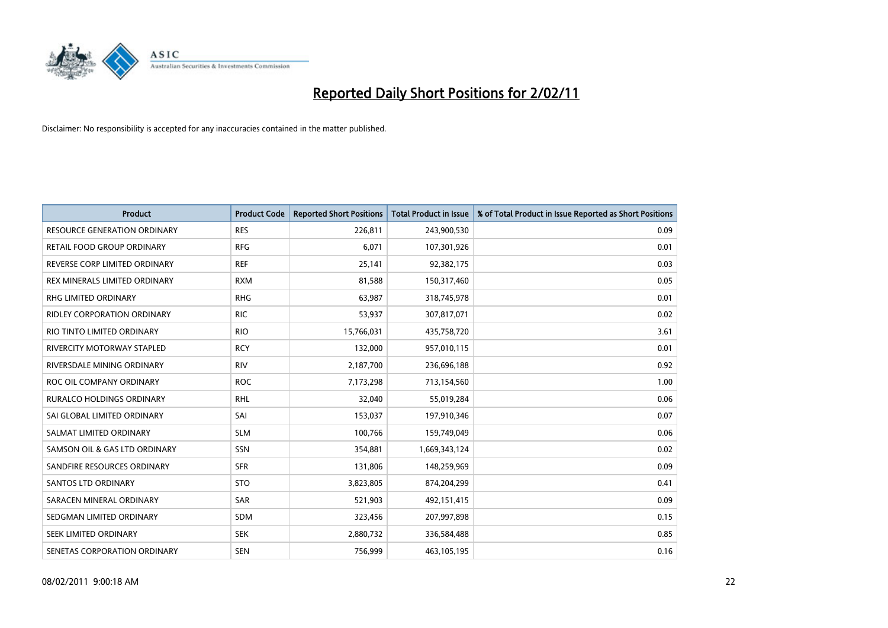# Reported Daily Short Positions for 2/02/11

Disclaimer: No responsibility is accepted for any inaccuracies contained in the matter published.

| Product | Product Code | Reported Short Positions | Total Product in Issue | % of Total Product in Issue Reported as Short Positions |
|---|---|---|---|---|
| RESOURCE GENERATION ORDINARY | RES | 226,811 | 243,900,530 | 0.09 |
| RETAIL FOOD GROUP ORDINARY | RFG | 6,071 | 107,301,926 | 0.01 |
| REVERSE CORP LIMITED ORDINARY | REF | 25,141 | 92,382,175 | 0.03 |
| REX MINERALS LIMITED ORDINARY | RXM | 81,588 | 150,317,460 | 0.05 |
| RHG LIMITED ORDINARY | RHG | 63,987 | 318,745,978 | 0.01 |
| RIDLEY CORPORATION ORDINARY | RIC | 53,937 | 307,817,071 | 0.02 |
| RIO TINTO LIMITED ORDINARY | RIO | 15,766,031 | 435,758,720 | 3.61 |
| RIVERCITY MOTORWAY STAPLED | RCY | 132,000 | 957,010,115 | 0.01 |
| RIVERSDALE MINING ORDINARY | RIV | 2,187,700 | 236,696,188 | 0.92 |
| ROC OIL COMPANY ORDINARY | ROC | 7,173,298 | 713,154,560 | 1.00 |
| RURALCO HOLDINGS ORDINARY | RHL | 32,040 | 55,019,284 | 0.06 |
| SAI GLOBAL LIMITED ORDINARY | SAI | 153,037 | 197,910,346 | 0.07 |
| SALMAT LIMITED ORDINARY | SLM | 100,766 | 159,749,049 | 0.06 |
| SAMSON OIL & GAS LTD ORDINARY | SSN | 354,881 | 1,669,343,124 | 0.02 |
| SANDFIRE RESOURCES ORDINARY | SFR | 131,806 | 148,259,969 | 0.09 |
| SANTOS LTD ORDINARY | STO | 3,823,805 | 874,204,299 | 0.41 |
| SARACEN MINERAL ORDINARY | SAR | 521,903 | 492,151,415 | 0.09 |
| SEDGMAN LIMITED ORDINARY | SDM | 323,456 | 207,997,898 | 0.15 |
| SEEK LIMITED ORDINARY | SEK | 2,880,732 | 336,584,488 | 0.85 |
| SENETAS CORPORATION ORDINARY | SEN | 756,999 | 463,105,195 | 0.16 |

08/02/2011 9:00:18 AM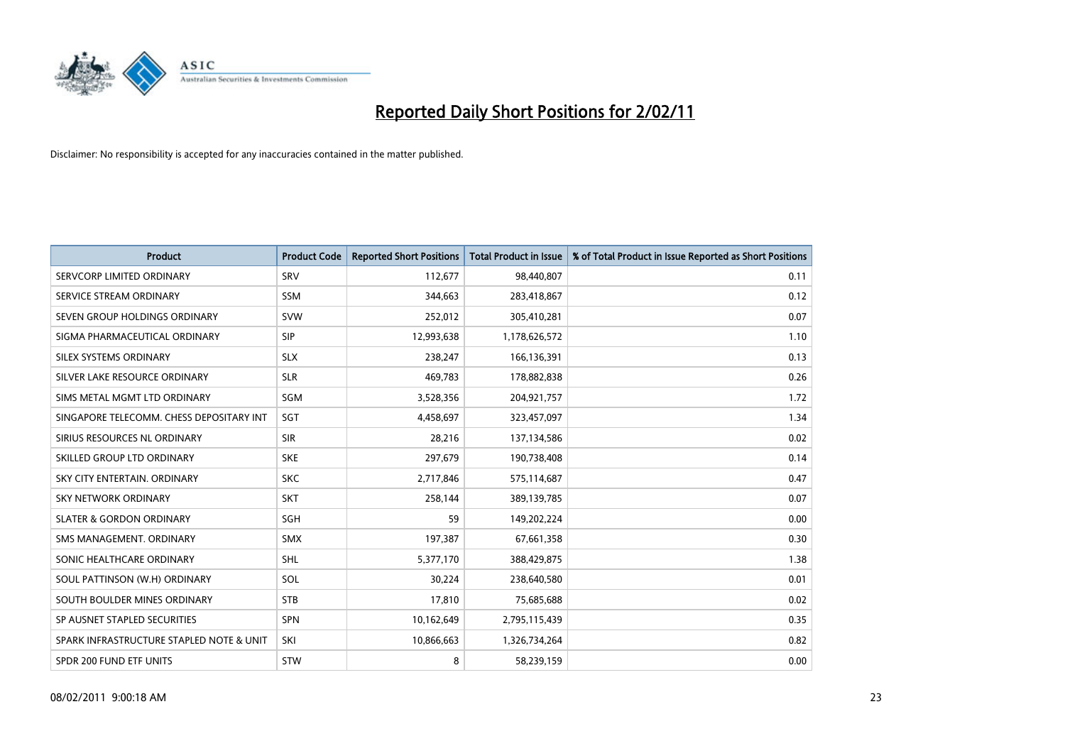# Reported Daily Short Positions for 2/02/11

Disclaimer: No responsibility is accepted for any inaccuracies contained in the matter published.

| Product | Product Code | Reported Short Positions | Total Product in Issue | % of Total Product in Issue Reported as Short Positions |
|---|---|---|---|---|
| SERVCORP LIMITED ORDINARY | SRV | 112,677 | 98,440,807 | 0.11 |
| SERVICE STREAM ORDINARY | SSM | 344,663 | 283,418,867 | 0.12 |
| SEVEN GROUP HOLDINGS ORDINARY | SVW | 252,012 | 305,410,281 | 0.07 |
| SIGMA PHARMACEUTICAL ORDINARY | SIP | 12,993,638 | 1,178,626,572 | 1.10 |
| SILEX SYSTEMS ORDINARY | SLX | 238,247 | 166,136,391 | 0.13 |
| SILVER LAKE RESOURCE ORDINARY | SLR | 469,783 | 178,882,838 | 0.26 |
| SIMS METAL MGMT LTD ORDINARY | SGM | 3,528,356 | 204,921,757 | 1.72 |
| SINGAPORE TELECOMM. CHESS DEPOSITARY INT | SGT | 4,458,697 | 323,457,097 | 1.34 |
| SIRIUS RESOURCES NL ORDINARY | SIR | 28,216 | 137,134,586 | 0.02 |
| SKILLED GROUP LTD ORDINARY | SKE | 297,679 | 190,738,408 | 0.14 |
| SKY CITY ENTERTAIN. ORDINARY | SKC | 2,717,846 | 575,114,687 | 0.47 |
| SKY NETWORK ORDINARY | SKT | 258,144 | 389,139,785 | 0.07 |
| SLATER & GORDON ORDINARY | SGH | 59 | 149,202,224 | 0.00 |
| SMS MANAGEMENT. ORDINARY | SMX | 197,387 | 67,661,358 | 0.30 |
| SONIC HEALTHCARE ORDINARY | SHL | 5,377,170 | 388,429,875 | 1.38 |
| SOUL PATTINSON (W.H) ORDINARY | SOL | 30,224 | 238,640,580 | 0.01 |
| SOUTH BOULDER MINES ORDINARY | STB | 17,810 | 75,685,688 | 0.02 |
| SP AUSNET STAPLED SECURITIES | SPN | 10,162,649 | 2,795,115,439 | 0.35 |
| SPARK INFRASTRUCTURE STAPLED NOTE & UNIT | SKI | 10,866,663 | 1,326,734,264 | 0.82 |
| SPDR 200 FUND ETF UNITS | STW | 8 | 58,239,159 | 0.00 |

08/02/2011 9:00:18 AM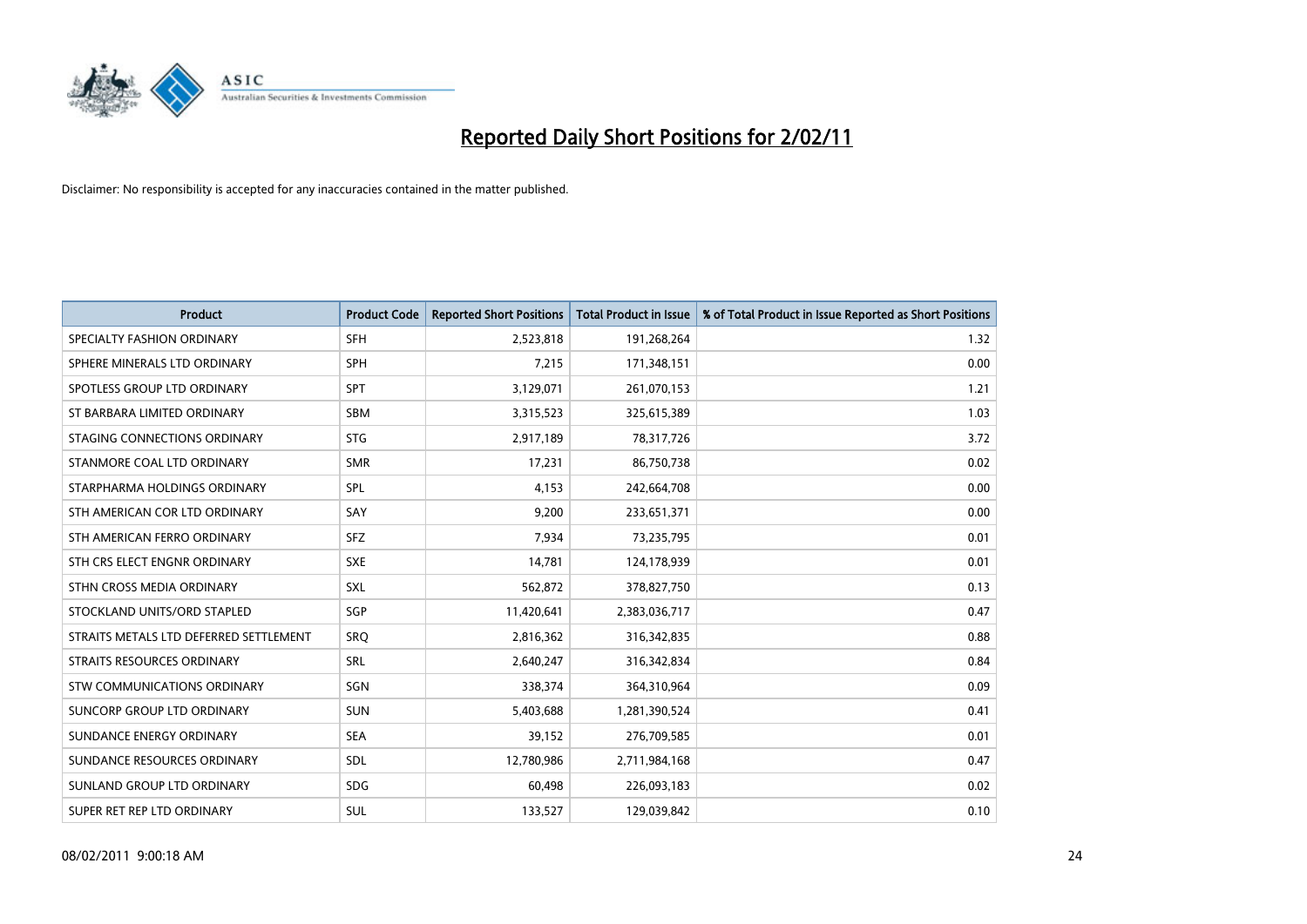# Reported Daily Short Positions for 2/02/11

Disclaimer: No responsibility is accepted for any inaccuracies contained in the matter published.

| Product | Product Code | Reported Short Positions | Total Product in Issue | % of Total Product in Issue Reported as Short Positions |
|---|---|---|---|---|
| SPECIALTY FASHION ORDINARY | SFH | 2,523,818 | 191,268,264 | 1.32 |
| SPHERE MINERALS LTD ORDINARY | SPH | 7,215 | 171,348,151 | 0.00 |
| SPOTLESS GROUP LTD ORDINARY | SPT | 3,129,071 | 261,070,153 | 1.21 |
| ST BARBARA LIMITED ORDINARY | SBM | 3,315,523 | 325,615,389 | 1.03 |
| STAGING CONNECTIONS ORDINARY | STG | 2,917,189 | 78,317,726 | 3.72 |
| STANMORE COAL LTD ORDINARY | SMR | 17,231 | 86,750,738 | 0.02 |
| STARPHARMA HOLDINGS ORDINARY | SPL | 4,153 | 242,664,708 | 0.00 |
| STH AMERICAN COR LTD ORDINARY | SAY | 9,200 | 233,651,371 | 0.00 |
| STH AMERICAN FERRO ORDINARY | SFZ | 7,934 | 73,235,795 | 0.01 |
| STH CRS ELECT ENGNR ORDINARY | SXE | 14,781 | 124,178,939 | 0.01 |
| STHN CROSS MEDIA ORDINARY | SXL | 562,872 | 378,827,750 | 0.13 |
| STOCKLAND UNITS/ORD STAPLED | SGP | 11,420,641 | 2,383,036,717 | 0.47 |
| STRAITS METALS LTD DEFERRED SETTLEMENT | SRQ | 2,816,362 | 316,342,835 | 0.88 |
| STRAITS RESOURCES ORDINARY | SRL | 2,640,247 | 316,342,834 | 0.84 |
| STW COMMUNICATIONS ORDINARY | SGN | 338,374 | 364,310,964 | 0.09 |
| SUNCORP GROUP LTD ORDINARY | SUN | 5,403,688 | 1,281,390,524 | 0.41 |
| SUNDANCE ENERGY ORDINARY | SEA | 39,152 | 276,709,585 | 0.01 |
| SUNDANCE RESOURCES ORDINARY | SDL | 12,780,986 | 2,711,984,168 | 0.47 |
| SUNLAND GROUP LTD ORDINARY | SDG | 60,498 | 226,093,183 | 0.02 |
| SUPER RET REP LTD ORDINARY | SUL | 133,527 | 129,039,842 | 0.10 |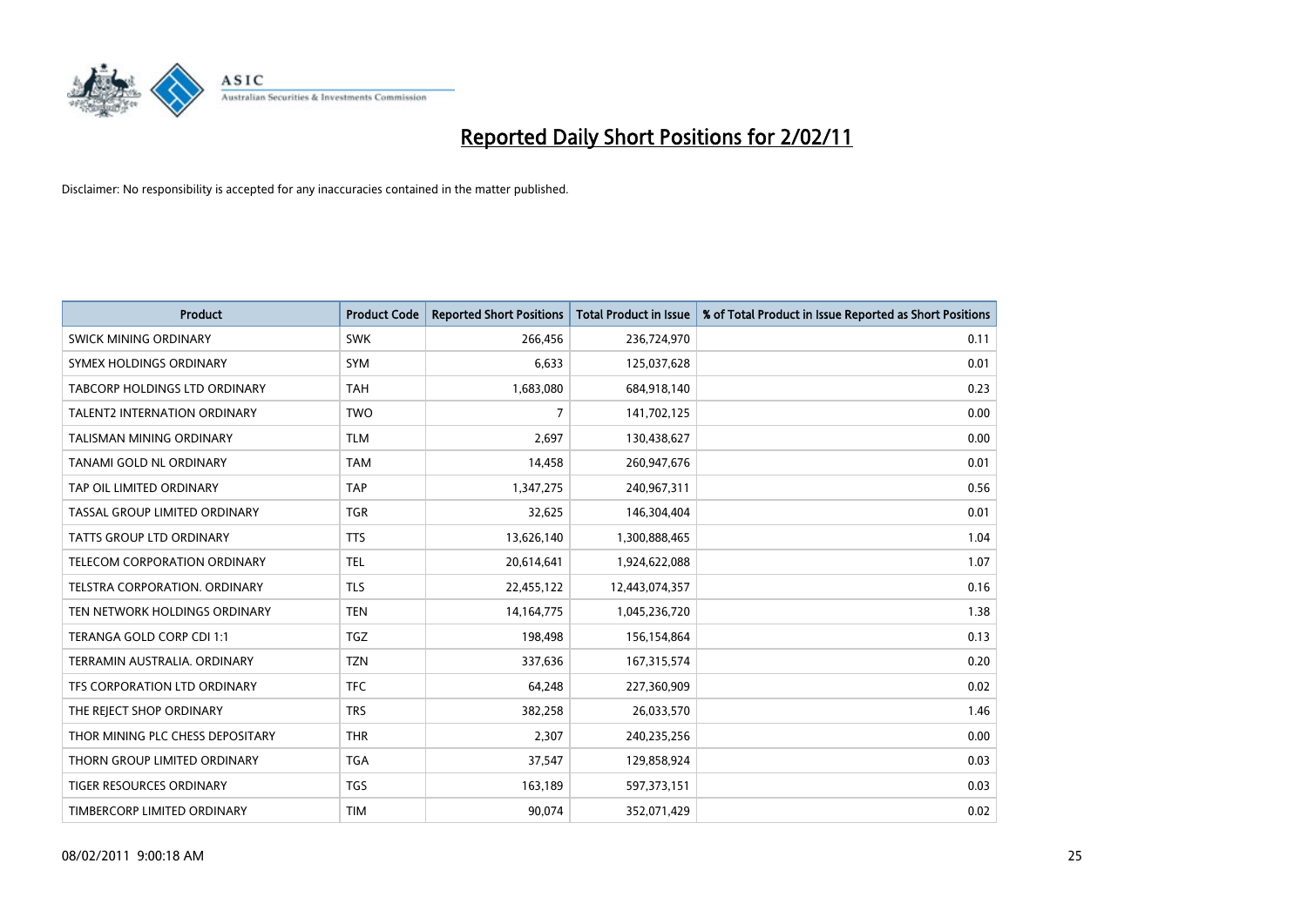# Reported Daily Short Positions for 2/02/11

Disclaimer: No responsibility is accepted for any inaccuracies contained in the matter published.

| Product | Product Code | Reported Short Positions | Total Product in Issue | % of Total Product in Issue Reported as Short Positions |
|---|---|---|---|---|
| SWICK MINING ORDINARY | SWK | 266,456 | 236,724,970 | 0.11 |
| SYMEX HOLDINGS ORDINARY | SYM | 6,633 | 125,037,628 | 0.01 |
| TABCORP HOLDINGS LTD ORDINARY | TAH | 1,683,080 | 684,918,140 | 0.23 |
| TALENT2 INTERNATION ORDINARY | TWO | 7 | 141,702,125 | 0.00 |
| TALISMAN MINING ORDINARY | TLM | 2,697 | 130,438,627 | 0.00 |
| TANAMI GOLD NL ORDINARY | TAM | 14,458 | 260,947,676 | 0.01 |
| TAP OIL LIMITED ORDINARY | TAP | 1,347,275 | 240,967,311 | 0.56 |
| TASSAL GROUP LIMITED ORDINARY | TGR | 32,625 | 146,304,404 | 0.01 |
| TATTS GROUP LTD ORDINARY | TTS | 13,626,140 | 1,300,888,465 | 1.04 |
| TELECOM CORPORATION ORDINARY | TEL | 20,614,641 | 1,924,622,088 | 1.07 |
| TELSTRA CORPORATION. ORDINARY | TLS | 22,455,122 | 12,443,074,357 | 0.16 |
| TEN NETWORK HOLDINGS ORDINARY | TEN | 14,164,775 | 1,045,236,720 | 1.38 |
| TERANGA GOLD CORP CDI 1:1 | TGZ | 198,498 | 156,154,864 | 0.13 |
| TERRAMIN AUSTRALIA. ORDINARY | TZN | 337,636 | 167,315,574 | 0.20 |
| TFS CORPORATION LTD ORDINARY | TFC | 64,248 | 227,360,909 | 0.02 |
| THE REJECT SHOP ORDINARY | TRS | 382,258 | 26,033,570 | 1.46 |
| THOR MINING PLC CHESS DEPOSITARY | THR | 2,307 | 240,235,256 | 0.00 |
| THORN GROUP LIMITED ORDINARY | TGA | 37,547 | 129,858,924 | 0.03 |
| TIGER RESOURCES ORDINARY | TGS | 163,189 | 597,373,151 | 0.03 |
| TIMBERCORP LIMITED ORDINARY | TIM | 90,074 | 352,071,429 | 0.02 |

08/02/2011 9:00:18 AM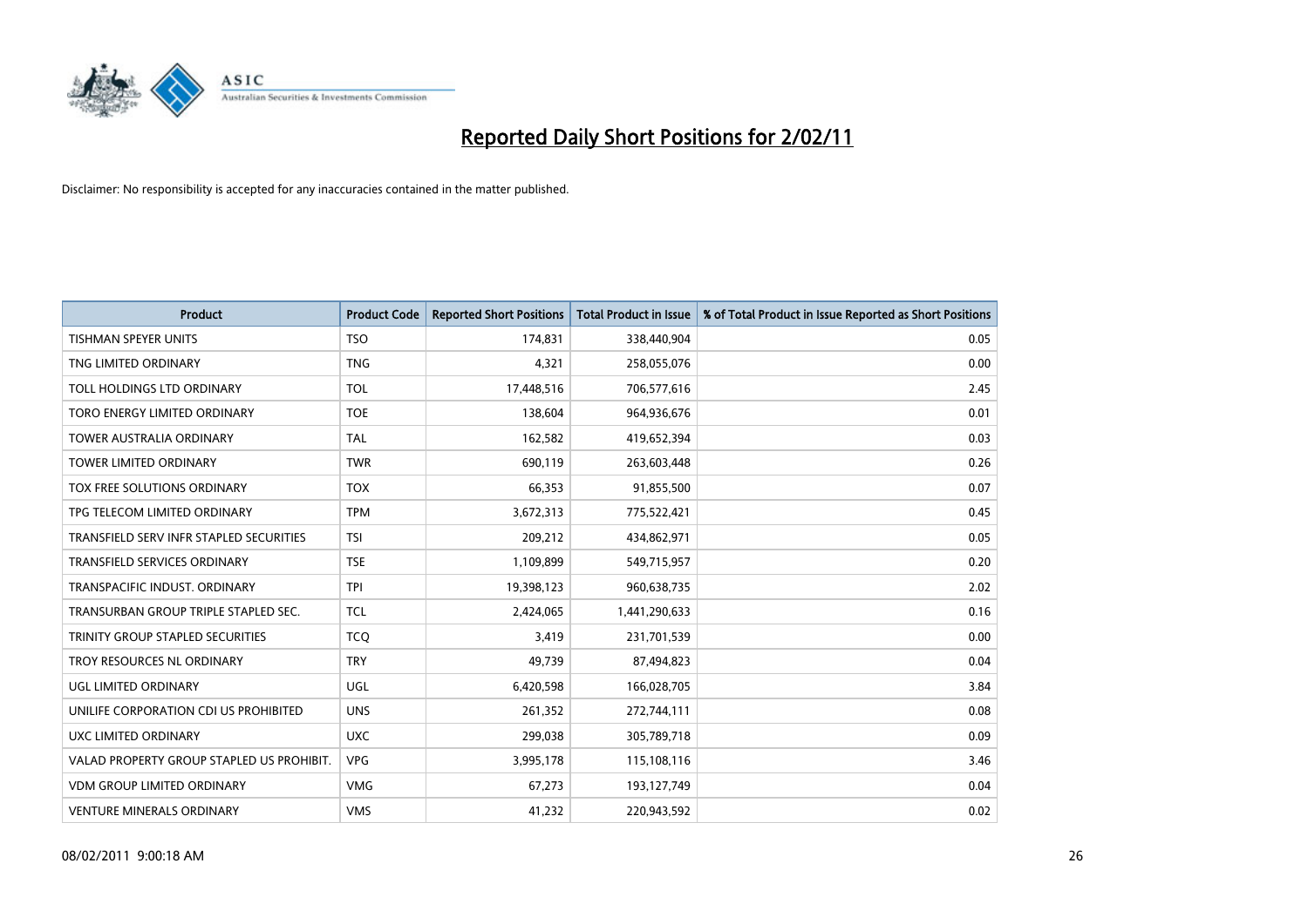# Reported Daily Short Positions for 2/02/11

Disclaimer: No responsibility is accepted for any inaccuracies contained in the matter published.

| Product | Product Code | Reported Short Positions | Total Product in Issue | % of Total Product in Issue Reported as Short Positions |
|---|---|---|---|---|
| TISHMAN SPEYER UNITS | TSO | 174,831 | 338,440,904 | 0.05 |
| TNG LIMITED ORDINARY | TNG | 4,321 | 258,055,076 | 0.00 |
| TOLL HOLDINGS LTD ORDINARY | TOL | 17,448,516 | 706,577,616 | 2.45 |
| TORO ENERGY LIMITED ORDINARY | TOE | 138,604 | 964,936,676 | 0.01 |
| TOWER AUSTRALIA ORDINARY | TAL | 162,582 | 419,652,394 | 0.03 |
| TOWER LIMITED ORDINARY | TWR | 690,119 | 263,603,448 | 0.26 |
| TOX FREE SOLUTIONS ORDINARY | TOX | 66,353 | 91,855,500 | 0.07 |
| TPG TELECOM LIMITED ORDINARY | TPM | 3,672,313 | 775,522,421 | 0.45 |
| TRANSFIELD SERV INFR STAPLED SECURITIES | TSI | 209,212 | 434,862,971 | 0.05 |
| TRANSFIELD SERVICES ORDINARY | TSE | 1,109,899 | 549,715,957 | 0.20 |
| TRANSPACIFIC INDUST. ORDINARY | TPI | 19,398,123 | 960,638,735 | 2.02 |
| TRANSURBAN GROUP TRIPLE STAPLED SEC. | TCL | 2,424,065 | 1,441,290,633 | 0.16 |
| TRINITY GROUP STAPLED SECURITIES | TCQ | 3,419 | 231,701,539 | 0.00 |
| TROY RESOURCES NL ORDINARY | TRY | 49,739 | 87,494,823 | 0.04 |
| UGL LIMITED ORDINARY | UGL | 6,420,598 | 166,028,705 | 3.84 |
| UNILIFE CORPORATION CDI US PROHIBITED | UNS | 261,352 | 272,744,111 | 0.08 |
| UXC LIMITED ORDINARY | UXC | 299,038 | 305,789,718 | 0.09 |
| VALAD PROPERTY GROUP STAPLED US PROHIBIT. | VPG | 3,995,178 | 115,108,116 | 3.46 |
| VDM GROUP LIMITED ORDINARY | VMG | 67,273 | 193,127,749 | 0.04 |
| VENTURE MINERALS ORDINARY | VMS | 41,232 | 220,943,592 | 0.02 |

08/02/2011 9:00:18 AM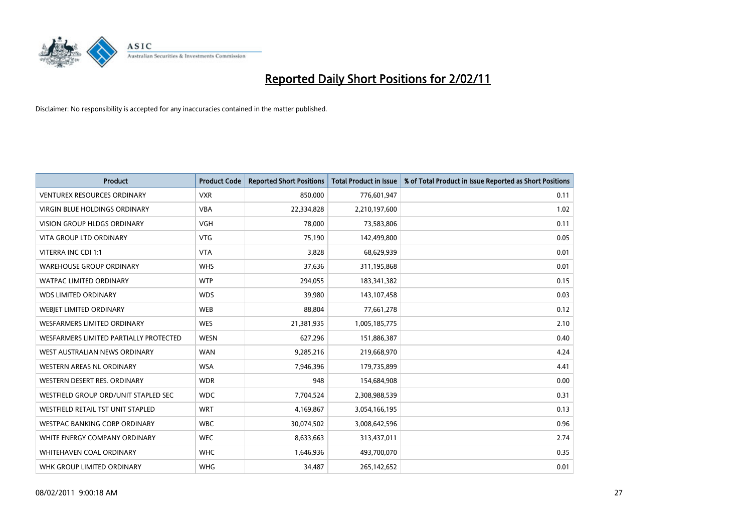# Reported Daily Short Positions for 2/02/11

Disclaimer: No responsibility is accepted for any inaccuracies contained in the matter published.

| Product | Product Code | Reported Short Positions | Total Product in Issue | % of Total Product in Issue Reported as Short Positions |
| --- | --- | --- | --- | --- |
| VENTUREX RESOURCES ORDINARY | VXR | 850,000 | 776,601,947 | 0.11 |
| VIRGIN BLUE HOLDINGS ORDINARY | VBA | 22,334,828 | 2,210,197,600 | 1.02 |
| VISION GROUP HLDGS ORDINARY | VGH | 78,000 | 73,583,806 | 0.11 |
| VITA GROUP LTD ORDINARY | VTG | 75,190 | 142,499,800 | 0.05 |
| VITERRA INC CDI 1:1 | VTA | 3,828 | 68,629,939 | 0.01 |
| WAREHOUSE GROUP ORDINARY | WHS | 37,636 | 311,195,868 | 0.01 |
| WATPAC LIMITED ORDINARY | WTP | 294,055 | 183,341,382 | 0.15 |
| WDS LIMITED ORDINARY | WDS | 39,980 | 143,107,458 | 0.03 |
| WEBJET LIMITED ORDINARY | WEB | 88,804 | 77,661,278 | 0.12 |
| WESFARMERS LIMITED ORDINARY | WES | 21,381,935 | 1,005,185,775 | 2.10 |
| WESFARMERS LIMITED PARTIALLY PROTECTED | WESN | 627,296 | 151,886,387 | 0.40 |
| WEST AUSTRALIAN NEWS ORDINARY | WAN | 9,285,216 | 219,668,970 | 4.24 |
| WESTERN AREAS NL ORDINARY | WSA | 7,946,396 | 179,735,899 | 4.41 |
| WESTERN DESERT RES. ORDINARY | WDR | 948 | 154,684,908 | 0.00 |
| WESTFIELD GROUP ORD/UNIT STAPLED SEC | WDC | 7,704,524 | 2,308,988,539 | 0.31 |
| WESTFIELD RETAIL TST UNIT STAPLED | WRT | 4,169,867 | 3,054,166,195 | 0.13 |
| WESTPAC BANKING CORP ORDINARY | WBC | 30,074,502 | 3,008,642,596 | 0.96 |
| WHITE ENERGY COMPANY ORDINARY | WEC | 8,633,663 | 313,437,011 | 2.74 |
| WHITEHAVEN COAL ORDINARY | WHC | 1,646,936 | 493,700,070 | 0.35 |
| WHK GROUP LIMITED ORDINARY | WHG | 34,487 | 265,142,652 | 0.01 |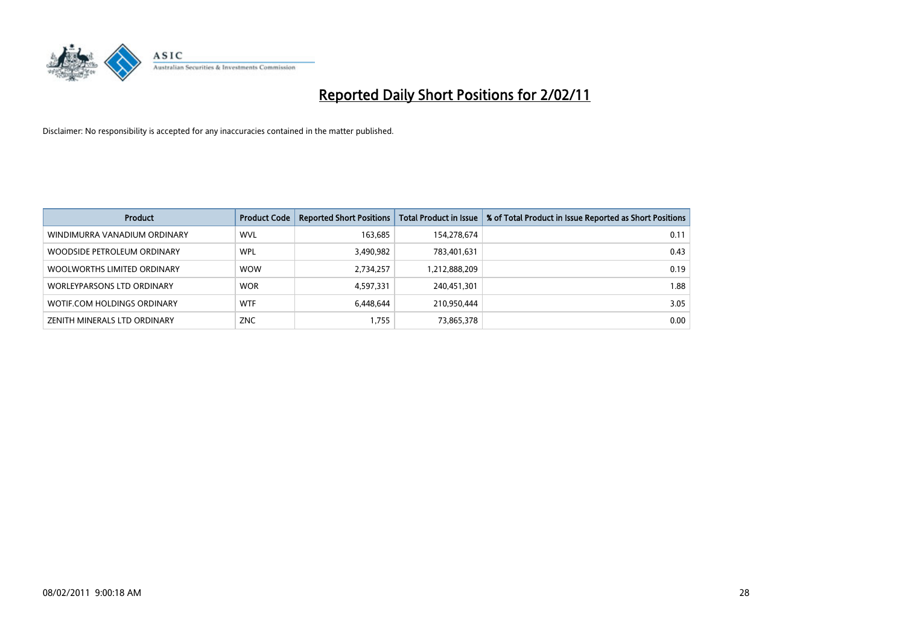# Reported Daily Short Positions for 2/02/11

Disclaimer: No responsibility is accepted for any inaccuracies contained in the matter published.

| Product | Product Code | Reported Short Positions | Total Product in Issue | % of Total Product in Issue Reported as Short Positions |
| --- | --- | --- | --- | --- |
| WINDIMURRA VANADIUM ORDINARY | WVL | 163,685 | 154,278,674 | 0.11 |
| WOODSIDE PETROLEUM ORDINARY | WPL | 3,490,982 | 783,401,631 | 0.43 |
| WOOLWORTHS LIMITED ORDINARY | WOW | 2,734,257 | 1,212,888,209 | 0.19 |
| WORLEYPARSONS LTD ORDINARY | WOR | 4,597,331 | 240,451,301 | 1.88 |
| WOTIF.COM HOLDINGS ORDINARY | WTF | 6,448,644 | 210,950,444 | 3.05 |
| ZENITH MINERALS LTD ORDINARY | ZNC | 1,755 | 73,865,378 | 0.00 |

08/02/2011 9:00:18 AM